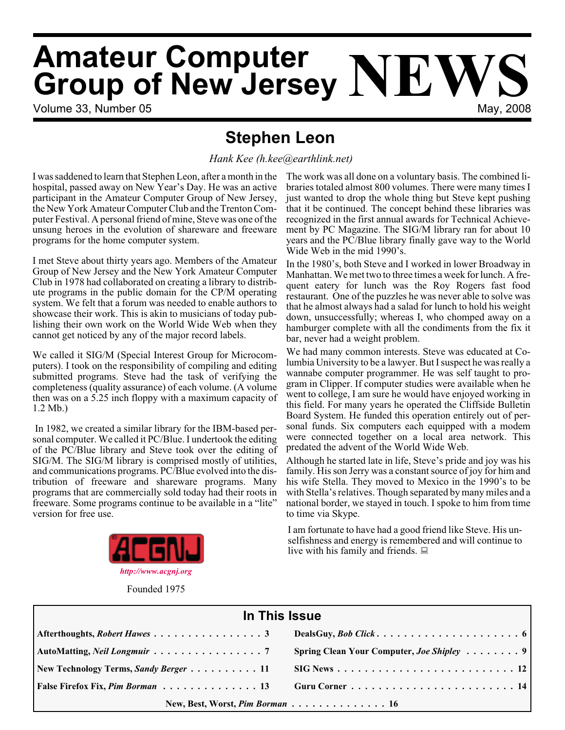# Amateur Computer Group of New Jersey NEWS

Volume 33, Number 05 — May, 2008

## Stephen Leon

*Hank Kee (h.kee@earthlink.net)*

I was saddened to learn that Stephen Leon, after a month in the hospital, passed away on New Year's Day. He was an active participant in the Amateur Computer Group of New Jersey, the New York Amateur Computer Club and the Trenton Computer Festival. A personal friend of mine, Steve was one of the unsung heroes in the evolution of shareware and freeware programs for the home computer system.

I met Steve about thirty years ago. Members of the Amateur Group of New Jersey and the New York Amateur Computer Club in 1978 had collaborated on creating a library to distribute programs in the public domain for the CP/M operating system. We felt that a forum was needed to enable authors to showcase their work. This is akin to musicians of today publishing their own work on the World Wide Web when they cannot get noticed by any of the major record labels.

We called it SIG/M (Special Interest Group for Microcomputers). I took on the responsibility of compiling and editing submitted programs. Steve had the task of verifying the completeness (quality assurance) of each volume. (A volume then was on a 5.25 inch floppy with a maximum capacity of 1.2 Mb.)

In 1982, we created a similar library for the IBM-based personal computer. We called it PC/Blue. I undertook the editing of the PC/Blue library and Steve took over the editing of SIG/M. The SIG/M library is comprised mostly of utilities, and communications programs. PC/Blue evolved into the distribution of freeware and shareware programs. Many programs that are commercially sold today had their roots in freeware. Some programs continue to be available in a "lite" version for free use.

The work was all done on a voluntary basis. The combined libraries totaled almost 800 volumes. There were many times I just wanted to drop the whole thing but Steve kept pushing that it be continued. The concept behind these libraries was recognized in the first annual awards for Technical Achievement by PC Magazine. The SIG/M library ran for about 10 years and the PC/Blue library finally gave way to the World Wide Web in the mid 1990's.

In the 1980's, both Steve and I worked in lower Broadway in Manhattan. We met two to three times a week for lunch. A frequent eatery for lunch was the Roy Rogers fast food restaurant. One of the puzzles he was never able to solve was that he almost always had a salad for lunch to hold his weight down, unsuccessfully; whereas I, who chomped away on a hamburger complete with all the condiments from the fix it bar, never had a weight problem.

We had many common interests. Steve was educated at Columbia University to be a lawyer. But I suspect he was really a wannabe computer programmer. He was self taught to program in Clipper. If computer studies were available when he went to college, I am sure he would have enjoyed working in this field. For many years he operated the Cliffside Bulletin Board System. He funded this operation entirely out of personal funds. Six computers each equipped with a modem were connected together on a local area network. This predated the advent of the World Wide Web.

Although he started late in life, Steve's pride and joy was his family. His son Jerry was a constant source of joy for him and his wife Stella. They moved to Mexico in the 1990's to be with Stella's relatives. Though separated by many miles and a national border, we stayed in touch. I spoke to him from time to time via Skype.

I am fortunate to have had a good friend like Steve. His unselfishness and energy is remembered and will continue to live with his family and friends.

ACGNJ

*http://www.acgnj.org*

Founded 1975

## In This Issue

| | |
|---|---|
| Afterthoughts, *Robert Hawes* . . . 3 | DealsGuy, *Bob Click* . . . 6 |
| AutoMatting, *Neil Longmuir* . . . 7 | Spring Clean Your Computer, *Joe Shipley* . . . 9 |
| New Technology Terms, *Sandy Berger* . . . 11 | SIG News . . . 12 |
| False Firefox Fix, *Pim Borman* . . . 13 | Guru Corner . . . 14 |
| New, Best, Worst, *Pim Borman* . . . 16 | |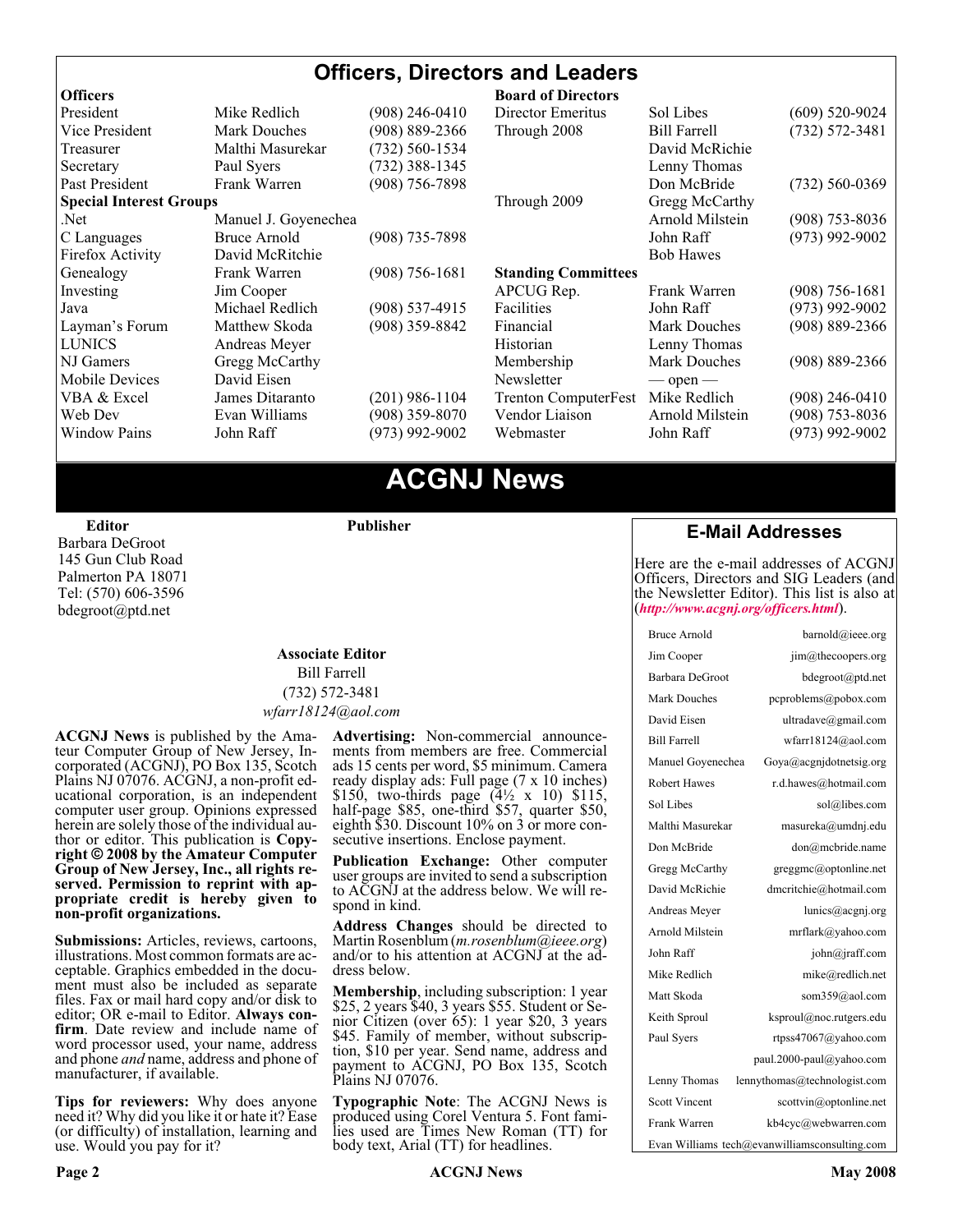## Officers, Directors and Leaders

| **Officers** | | | **Board of Directors** | | |
|---|---|---|---|---|---|
| President | Mike Redlich | (908) 246-0410 | Director Emeritus | Sol Libes | (609) 520-9024 |
| Vice President | Mark Douches | (908) 889-2366 | Through 2008 | Bill Farrell | (732) 572-3481 |
| Treasurer | Malthi Masurekar | (732) 560-1534 | | David McRichie | |
| Secretary | Paul Syers | (732) 388-1345 | | Lenny Thomas | |
| Past President | Frank Warren | (908) 756-7898 | | Don McBride | (732) 560-0369 |
| **Special Interest Groups** | | | Through 2009 | Gregg McCarthy | |
| .Net | Manuel J. Goyenechea | | | Arnold Milstein | (908) 753-8036 |
| C Languages | Bruce Arnold | (908) 735-7898 | | John Raff | (973) 992-9002 |
| Firefox Activity | David McRitchie | | | Bob Hawes | |
| Genealogy | Frank Warren | (908) 756-1681 | **Standing Committees** | | |
| Investing | Jim Cooper | | APCUG Rep. | Frank Warren | (908) 756-1681 |
| Java | Michael Redlich | (908) 537-4915 | Facilities | John Raff | (973) 992-9002 |
| Layman's Forum | Matthew Skoda | (908) 359-8842 | Financial | Mark Douches | (908) 889-2366 |
| LUNICS | Andreas Meyer | | Historian | Lenny Thomas | |
| NJ Gamers | Gregg McCarthy | | Membership | Mark Douches | (908) 889-2366 |
| Mobile Devices | David Eisen | | Newsletter | — open — | |
| VBA & Excel | James Ditaranto | (201) 986-1104 | Trenton ComputerFest | Mike Redlich | (908) 246-0410 |
| Web Dev | Evan Williams | (908) 359-8070 | Vendor Liaison | Arnold Milstein | (908) 753-8036 |
| Window Pains | John Raff | (973) 992-9002 | Webmaster | John Raff | (973) 992-9002 |

# ACGNJ News

**Editor**
Barbara DeGroot
145 Gun Club Road
Palmerton PA 18071
Tel: (570) 606-3596
bdegroot@ptd.net

**Publisher**

**Associate Editor**
Bill Farrell
(732) 572-3481
*wfarr18124@aol.com*

**ACGNJ News** is published by the Amateur Computer Group of New Jersey, Incorporated (ACGNJ), PO Box 135, Scotch Plains NJ 07076. ACGNJ, a non-profit educational corporation, is an independent computer user group. Opinions expressed herein are solely those of the individual author or editor. This publication is **Copyright © 2008 by the Amateur Computer Group of New Jersey, Inc., all rights reserved. Permission to reprint with appropriate credit is hereby given to non-profit organizations.**

**Submissions:** Articles, reviews, cartoons, illustrations. Most common formats are acceptable. Graphics embedded in the document must also be included as separate files. Fax or mail hard copy and/or disk to editor; OR e-mail to Editor. **Always confirm**. Date review and include name of word processor used, your name, address and phone *and* name, address and phone of manufacturer, if available.

**Tips for reviewers:** Why does anyone need it? Why did you like it or hate it? Ease (or difficulty) of installation, learning and use. Would you pay for it?

**Advertising:** Non-commercial announcements from members are free. Commercial ads 15 cents per word, $5 minimum. Camera ready display ads: Full page (7 x 10 inches) $150, two-thirds page (4½ x 10) $115, half-page $85, one-third $57, quarter $50, eighth $30. Discount 10% on 3 or more consecutive insertions. Enclose payment.

**Publication Exchange:** Other computer user groups are invited to send a subscription to ACGNJ at the address below. We will respond in kind.

**Address Changes** should be directed to Martin Rosenblum (*m.rosenblum@ieee.org*) and/or to his attention at ACGNJ at the address below.

**Membership**, including subscription: 1 year $25, 2 years $40, 3 years $55. Student or Senior Citizen (over 65): 1 year $20, 3 years $45. Family of member, without subscription, $10 per year. Send name, address and payment to ACGNJ, PO Box 135, Scotch Plains NJ 07076.

**Typographic Note**: The ACGNJ News is produced using Corel Ventura 5. Font families used are Times New Roman (TT) for body text, Arial (TT) for headlines.

## E-Mail Addresses

Here are the e-mail addresses of ACGNJ Officers, Directors and SIG Leaders (and the Newsletter Editor). This list is also at (***http://www.acgnj.org/officers.html***).

| | |
|---|---|
| Bruce Arnold | barnold@ieee.org |
| Jim Cooper | jim@thecoopers.org |
| Barbara DeGroot | bdegroot@ptd.net |
| Mark Douches | pcproblems@pobox.com |
| David Eisen | ultradave@gmail.com |
| Bill Farrell | wfarr18124@aol.com |
| Manuel Goyenechea | Goya@acgnjdotnetsig.org |
| Robert Hawes | r.d.hawes@hotmail.com |
| Sol Libes | sol@libes.com |
| Malthi Masurekar | masureka@umdnj.edu |
| Don McBride | don@mcbride.name |
| Gregg McCarthy | greggmc@optonline.net |
| David McRichie | dmcritchie@hotmail.com |
| Andreas Meyer | lunics@acgnj.org |
| Arnold Milstein | mrflark@yahoo.com |
| John Raff | john@jraff.com |
| Mike Redlich | mike@redlich.net |
| Matt Skoda | som359@aol.com |
| Keith Sproul | ksproul@noc.rutgers.edu |
| Paul Syers | rtpss47067@yahoo.com |
| | paul.2000-paul@yahoo.com |
| Lenny Thomas | lennythomas@technologist.com |
| Scott Vincent | scottvin@optonline.net |
| Frank Warren | kb4cyc@webwarren.com |
| Evan Williams | tech@evanwilliamsconsulting.com |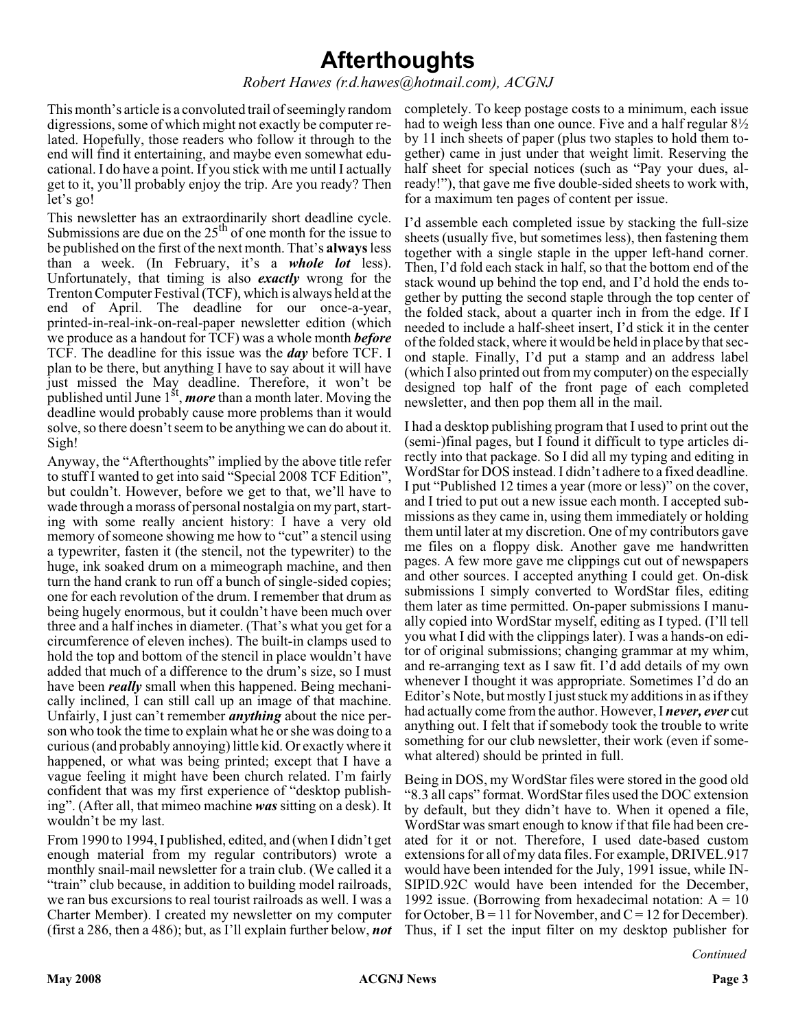# Afterthoughts

*Robert Hawes (r.d.hawes@hotmail.com), ACGNJ*

This month's article is a convoluted trail of seemingly random digressions, some of which might not exactly be computer related. Hopefully, those readers who follow it through to the end will find it entertaining, and maybe even somewhat educational. I do have a point. If you stick with me until I actually get to it, you'll probably enjoy the trip. Are you ready? Then let's go!

This newsletter has an extraordinarily short deadline cycle. Submissions are due on the 25th of one month for the issue to be published on the first of the next month. That's **always** less than a week. (In February, it's a ***whole lot*** less). Unfortunately, that timing is also ***exactly*** wrong for the Trenton Computer Festival (TCF), which is always held at the end of April. The deadline for our once-a-year, printed-in-real-ink-on-real-paper newsletter edition (which we produce as a handout for TCF) was a whole month ***before*** TCF. The deadline for this issue was the ***day*** before TCF. I plan to be there, but anything I have to say about it will have just missed the May deadline. Therefore, it won't be published until June 1st, ***more*** than a month later. Moving the deadline would probably cause more problems than it would solve, so there doesn't seem to be anything we can do about it. Sigh!

Anyway, the "Afterthoughts" implied by the above title refer to stuff I wanted to get into said "Special 2008 TCF Edition", but couldn't. However, before we get to that, we'll have to wade through a morass of personal nostalgia on my part, starting with some really ancient history: I have a very old memory of someone showing me how to "cut" a stencil using a typewriter, fasten it (the stencil, not the typewriter) to the huge, ink soaked drum on a mimeograph machine, and then turn the hand crank to run off a bunch of single-sided copies; one for each revolution of the drum. I remember that drum as being hugely enormous, but it couldn't have been much over three and a half inches in diameter. (That's what you get for a circumference of eleven inches). The built-in clamps used to hold the top and bottom of the stencil in place wouldn't have added that much of a difference to the drum's size, so I must have been ***really*** small when this happened. Being mechanically inclined, I can still call up an image of that machine. Unfairly, I just can't remember ***anything*** about the nice person who took the time to explain what he or she was doing to a curious (and probably annoying) little kid. Or exactly where it happened, or what was being printed; except that I have a vague feeling it might have been church related. I'm fairly confident that was my first experience of "desktop publishing". (After all, that mimeo machine ***was*** sitting on a desk). It wouldn't be my last.

From 1990 to 1994, I published, edited, and (when I didn't get enough material from my regular contributors) wrote a monthly snail-mail newsletter for a train club. (We called it a "train" club because, in addition to building model railroads, we ran bus excursions to real tourist railroads as well. I was a Charter Member). I created my newsletter on my computer (first a 286, then a 486); but, as I'll explain further below, ***not*** completely. To keep postage costs to a minimum, each issue had to weigh less than one ounce. Five and a half regular 8½ by 11 inch sheets of paper (plus two staples to hold them together) came in just under that weight limit. Reserving the half sheet for special notices (such as "Pay your dues, already!"), that gave me five double-sided sheets to work with, for a maximum ten pages of content per issue.

I'd assemble each completed issue by stacking the full-size sheets (usually five, but sometimes less), then fastening them together with a single staple in the upper left-hand corner. Then, I'd fold each stack in half, so that the bottom end of the stack wound up behind the top end, and I'd hold the ends together by putting the second staple through the top center of the folded stack, about a quarter inch in from the edge. If I needed to include a half-sheet insert, I'd stick it in the center of the folded stack, where it would be held in place by that second staple. Finally, I'd put a stamp and an address label (which I also printed out from my computer) on the especially designed top half of the front page of each completed newsletter, and then pop them all in the mail.

I had a desktop publishing program that I used to print out the (semi-)final pages, but I found it difficult to type articles directly into that package. So I did all my typing and editing in WordStar for DOS instead. I didn't adhere to a fixed deadline. I put "Published 12 times a year (more or less)" on the cover, and I tried to put out a new issue each month. I accepted submissions as they came in, using them immediately or holding them until later at my discretion. One of my contributors gave me files on a floppy disk. Another gave me handwritten pages. A few more gave me clippings cut out of newspapers and other sources. I accepted anything I could get. On-disk submissions I simply converted to WordStar files, editing them later as time permitted. On-paper submissions I manually copied into WordStar myself, editing as I typed. (I'll tell you what I did with the clippings later). I was a hands-on editor of original submissions; changing grammar at my whim, and re-arranging text as I saw fit. I'd add details of my own whenever I thought it was appropriate. Sometimes I'd do an Editor's Note, but mostly I just stuck my additions in as if they had actually come from the author. However, I ***never, ever*** cut anything out. I felt that if somebody took the trouble to write something for our club newsletter, their work (even if somewhat altered) should be printed in full.

Being in DOS, my WordStar files were stored in the good old "8.3 all caps" format. WordStar files used the DOC extension by default, but they didn't have to. When it opened a file, WordStar was smart enough to know if that file had been created for it or not. Therefore, I used date-based custom extensions for all of my data files. For example, DRIVEL.917 would have been intended for the July, 1991 issue, while INSIPID.92C would have been intended for the December, 1992 issue. (Borrowing from hexadecimal notation: A = 10 for October, B = 11 for November, and C = 12 for December). Thus, if I set the input filter on my desktop publisher for

*Continued*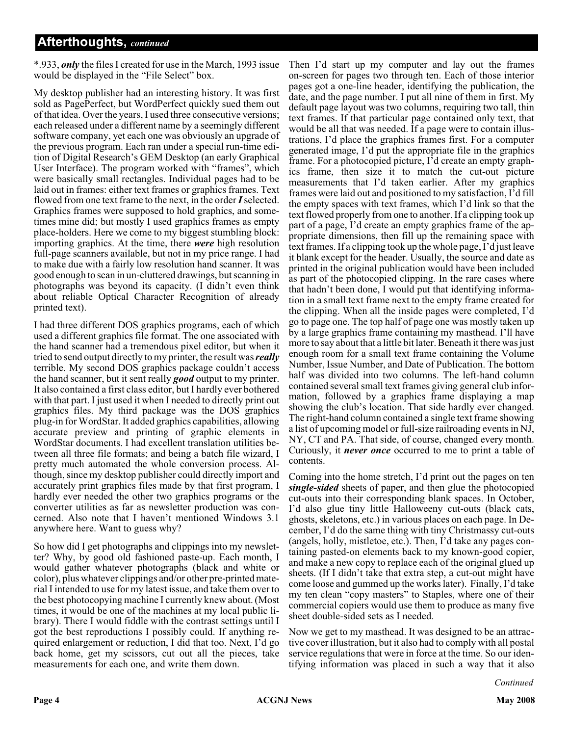## Afterthoughts, *continued*

*.933, ***only*** the files I created for use in the March, 1993 issue would be displayed in the "File Select" box.

My desktop publisher had an interesting history. It was first sold as PagePerfect, but WordPerfect quickly sued them out of that idea. Over the years, I used three consecutive versions; each released under a different name by a seemingly different software company, yet each one was obviously an upgrade of the previous program. Each ran under a special run-time edition of Digital Research's GEM Desktop (an early Graphical User Interface). The program worked with "frames", which were basically small rectangles. Individual pages had to be laid out in frames: either text frames or graphics frames. Text flowed from one text frame to the next, in the order ***I*** selected. Graphics frames were supposed to hold graphics, and sometimes mine did; but mostly I used graphics frames as empty place-holders. Here we come to my biggest stumbling block: importing graphics. At the time, there ***were*** high resolution full-page scanners available, but not in my price range. I had to make due with a fairly low resolution hand scanner. It was good enough to scan in un-cluttered drawings, but scanning in photographs was beyond its capacity. (I didn't even think about reliable Optical Character Recognition of already printed text).

I had three different DOS graphics programs, each of which used a different graphics file format. The one associated with the hand scanner had a tremendous pixel editor, but when it tried to send output directly to my printer, the result was ***really*** terrible. My second DOS graphics package couldn't access the hand scanner, but it sent really ***good*** output to my printer. It also contained a first class editor, but I hardly ever bothered with that part. I just used it when I needed to directly print out graphics files. My third package was the DOS graphics plug-in for WordStar. It added graphics capabilities, allowing accurate preview and printing of graphic elements in WordStar documents. I had excellent translation utilities between all three file formats; and being a batch file wizard, I pretty much automated the whole conversion process. Although, since my desktop publisher could directly import and accurately print graphics files made by that first program, I hardly ever needed the other two graphics programs or the converter utilities as far as newsletter production was concerned. Also note that I haven't mentioned Windows 3.1 anywhere here. Want to guess why?

So how did I get photographs and clippings into my newsletter? Why, by good old fashioned paste-up. Each month, I would gather whatever photographs (black and white or color), plus whatever clippings and/or other pre-printed material I intended to use for my latest issue, and take them over to the best photocopying machine I currently knew about. (Most times, it would be one of the machines at my local public library). There I would fiddle with the contrast settings until I got the best reproductions I possibly could. If anything required enlargement or reduction, I did that too. Next, I'd go back home, get my scissors, cut out all the pieces, take measurements for each one, and write them down.

Then I'd start up my computer and lay out the frames on-screen for pages two through ten. Each of those interior pages got a one-line header, identifying the publication, the date, and the page number. I put all nine of them in first. My default page layout was two columns, requiring two tall, thin text frames. If that particular page contained only text, that would be all that was needed. If a page were to contain illustrations, I'd place the graphics frames first. For a computer generated image, I'd put the appropriate file in the graphics frame. For a photocopied picture, I'd create an empty graphics frame, then size it to match the cut-out picture measurements that I'd taken earlier. After my graphics frames were laid out and positioned to my satisfaction, I'd fill the empty spaces with text frames, which I'd link so that the text flowed properly from one to another. If a clipping took up part of a page, I'd create an empty graphics frame of the appropriate dimensions, then fill up the remaining space with text frames. If a clipping took up the whole page, I'd just leave it blank except for the header. Usually, the source and date as printed in the original publication would have been included as part of the photocopied clipping. In the rare cases where that hadn't been done, I would put that identifying information in a small text frame next to the empty frame created for the clipping. When all the inside pages were completed, I'd go to page one. The top half of page one was mostly taken up by a large graphics frame containing my masthead. I'll have more to say about that a little bit later. Beneath it there was just enough room for a small text frame containing the Volume Number, Issue Number, and Date of Publication. The bottom half was divided into two columns. The left-hand column contained several small text frames giving general club information, followed by a graphics frame displaying a map showing the club's location. That side hardly ever changed. The right-hand column contained a single text frame showing a list of upcoming model or full-size railroading events in NJ, NY, CT and PA. That side, of course, changed every month. Curiously, it ***never once*** occurred to me to print a table of contents.

Coming into the home stretch, I'd print out the pages on ten ***single-sided*** sheets of paper, and then glue the photocopied cut-outs into their corresponding blank spaces. In October, I'd also glue tiny little Halloweeny cut-outs (black cats, ghosts, skeletons, etc.) in various places on each page. In December, I'd do the same thing with tiny Christmassy cut-outs (angels, holly, mistletoe, etc.). Then, I'd take any pages containing pasted-on elements back to my known-good copier, and make a new copy to replace each of the original glued up sheets. (If I didn't take that extra step, a cut-out might have come loose and gummed up the works later). Finally, I'd take my ten clean "copy masters" to Staples, where one of their commercial copiers would use them to produce as many five sheet double-sided sets as I needed.

Now we get to my masthead. It was designed to be an attractive cover illustration, but it also had to comply with all postal service regulations that were in force at the time. So our identifying information was placed in such a way that it also

*Continued*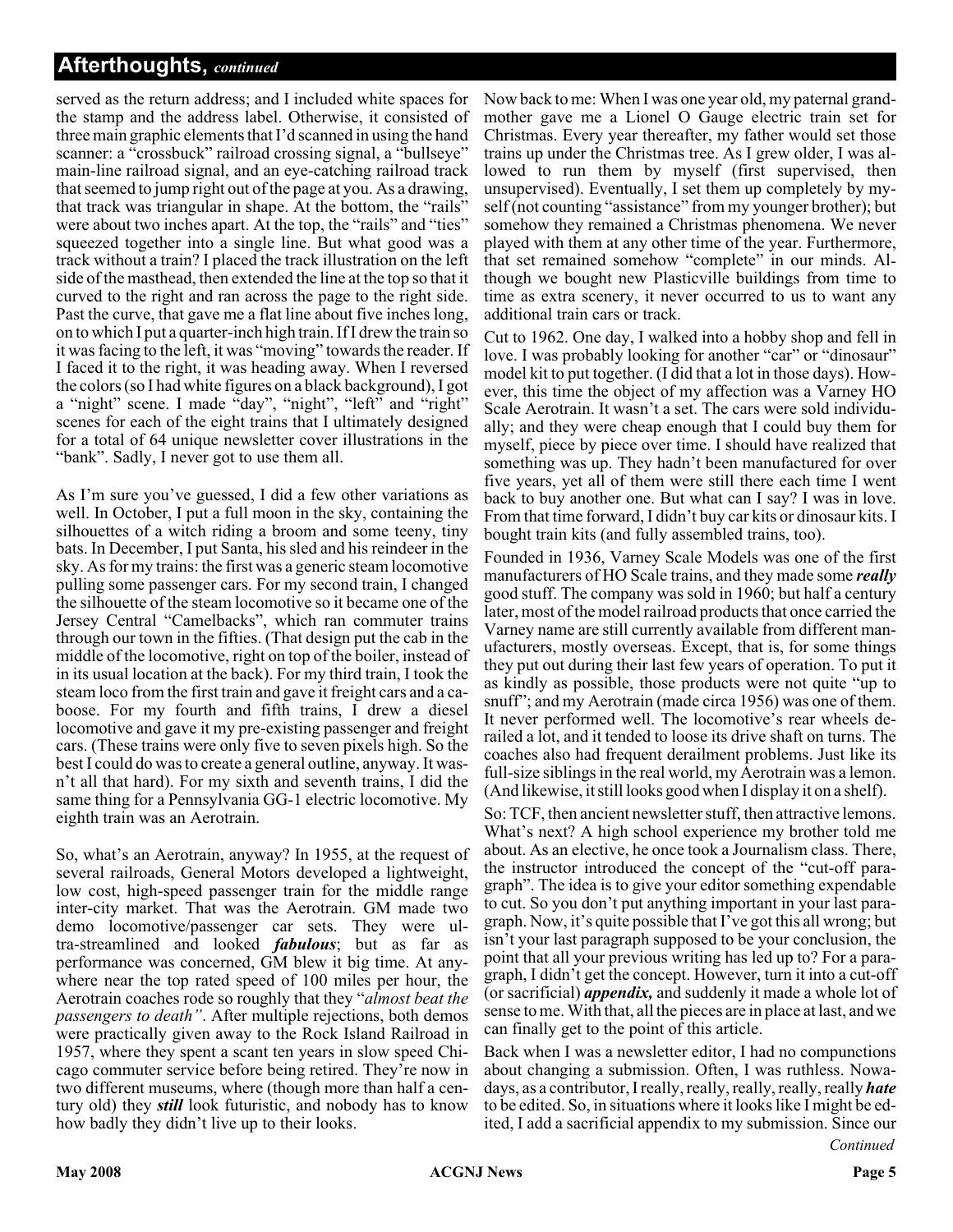## Afterthoughts, *continued*

served as the return address; and I included white spaces for the stamp and the address label. Otherwise, it consisted of three main graphic elements that I'd scanned in using the hand scanner: a "crossbuck" railroad crossing signal, a "bullseye" main-line railroad signal, and an eye-catching railroad track that seemed to jump right out of the page at you. As a drawing, that track was triangular in shape. At the bottom, the "rails" were about two inches apart. At the top, the "rails" and "ties" squeezed together into a single line. But what good was a track without a train? I placed the track illustration on the left side of the masthead, then extended the line at the top so that it curved to the right and ran across the page to the right side. Past the curve, that gave me a flat line about five inches long, on to which I put a quarter-inch high train. If I drew the train so it was facing to the left, it was "moving" towards the reader. If I faced it to the right, it was heading away. When I reversed the colors (so I had white figures on a black background), I got a "night" scene. I made "day", "night", "left" and "right" scenes for each of the eight trains that I ultimately designed for a total of 64 unique newsletter cover illustrations in the "bank". Sadly, I never got to use them all.

As I'm sure you've guessed, I did a few other variations as well. In October, I put a full moon in the sky, containing the silhouettes of a witch riding a broom and some teeny, tiny bats. In December, I put Santa, his sled and his reindeer in the sky. As for my trains: the first was a generic steam locomotive pulling some passenger cars. For my second train, I changed the silhouette of the steam locomotive so it became one of the Jersey Central "Camelbacks", which ran commuter trains through our town in the fifties. (That design put the cab in the middle of the locomotive, right on top of the boiler, instead of in its usual location at the back). For my third train, I took the steam loco from the first train and gave it freight cars and a caboose. For my fourth and fifth trains, I drew a diesel locomotive and gave it my pre-existing passenger and freight cars. (These trains were only five to seven pixels high. So the best I could do was to create a general outline, anyway. It wasn't all that hard). For my sixth and seventh trains, I did the same thing for a Pennsylvania GG-1 electric locomotive. My eighth train was an Aerotrain.

So, what's an Aerotrain, anyway? In 1955, at the request of several railroads, General Motors developed a lightweight, low cost, high-speed passenger train for the middle range inter-city market. That was the Aerotrain. GM made two demo locomotive/passenger car sets. They were ultra-streamlined and looked ***fabulous***; but as far as performance was concerned, GM blew it big time. At anywhere near the top rated speed of 100 miles per hour, the Aerotrain coaches rode so roughly that they "*almost beat the passengers to death*". After multiple rejections, both demos were practically given away to the Rock Island Railroad in 1957, where they spent a scant ten years in slow speed Chicago commuter service before being retired. They're now in two different museums, where (though more than half a century old) they ***still*** look futuristic, and nobody has to know how badly they didn't live up to their looks.

Now back to me: When I was one year old, my paternal grandmother gave me a Lionel O Gauge electric train set for Christmas. Every year thereafter, my father would set those trains up under the Christmas tree. As I grew older, I was allowed to run them by myself (first supervised, then unsupervised). Eventually, I set them up completely by myself (not counting "assistance" from my younger brother); but somehow they remained a Christmas phenomena. We never played with them at any other time of the year. Furthermore, that set remained somehow "complete" in our minds. Although we bought new Plasticville buildings from time to time as extra scenery, it never occurred to us to want any additional train cars or track.

Cut to 1962. One day, I walked into a hobby shop and fell in love. I was probably looking for another "car" or "dinosaur" model kit to put together. (I did that a lot in those days). However, this time the object of my affection was a Varney HO Scale Aerotrain. It wasn't a set. The cars were sold individually; and they were cheap enough that I could buy them for myself, piece by piece over time. I should have realized that something was up. They hadn't been manufactured for over five years, yet all of them were still there each time I went back to buy another one. But what can I say? I was in love. From that time forward, I didn't buy car kits or dinosaur kits. I bought train kits (and fully assembled trains, too).

Founded in 1936, Varney Scale Models was one of the first manufacturers of HO Scale trains, and they made some ***really*** good stuff. The company was sold in 1960; but half a century later, most of the model railroad products that once carried the Varney name are still currently available from different manufacturers, mostly overseas. Except, that is, for some things they put out during their last few years of operation. To put it as kindly as possible, those products were not quite "up to snuff"; and my Aerotrain (made circa 1956) was one of them. It never performed well. The locomotive's rear wheels derailed a lot, and it tended to loose its drive shaft on turns. The coaches also had frequent derailment problems. Just like its full-size siblings in the real world, my Aerotrain was a lemon. (And likewise, it still looks good when I display it on a shelf).

So: TCF, then ancient newsletter stuff, then attractive lemons. What's next? A high school experience my brother told me about. As an elective, he once took a Journalism class. There, the instructor introduced the concept of the "cut-off paragraph". The idea is to give your editor something expendable to cut. So you don't put anything important in your last paragraph. Now, it's quite possible that I've got this all wrong; but isn't your last paragraph supposed to be your conclusion, the point that all your previous writing has led up to? For a paragraph, I didn't get the concept. However, turn it into a cut-off (or sacrificial) ***appendix,*** and suddenly it made a whole lot of sense to me. With that, all the pieces are in place at last, and we can finally get to the point of this article.

Back when I was a newsletter editor, I had no compunctions about changing a submission. Often, I was ruthless. Nowadays, as a contributor, I really, really, really, really, really ***hate*** to be edited. So, in situations where it looks like I might be edited, I add a sacrificial appendix to my submission. Since our

*Continued*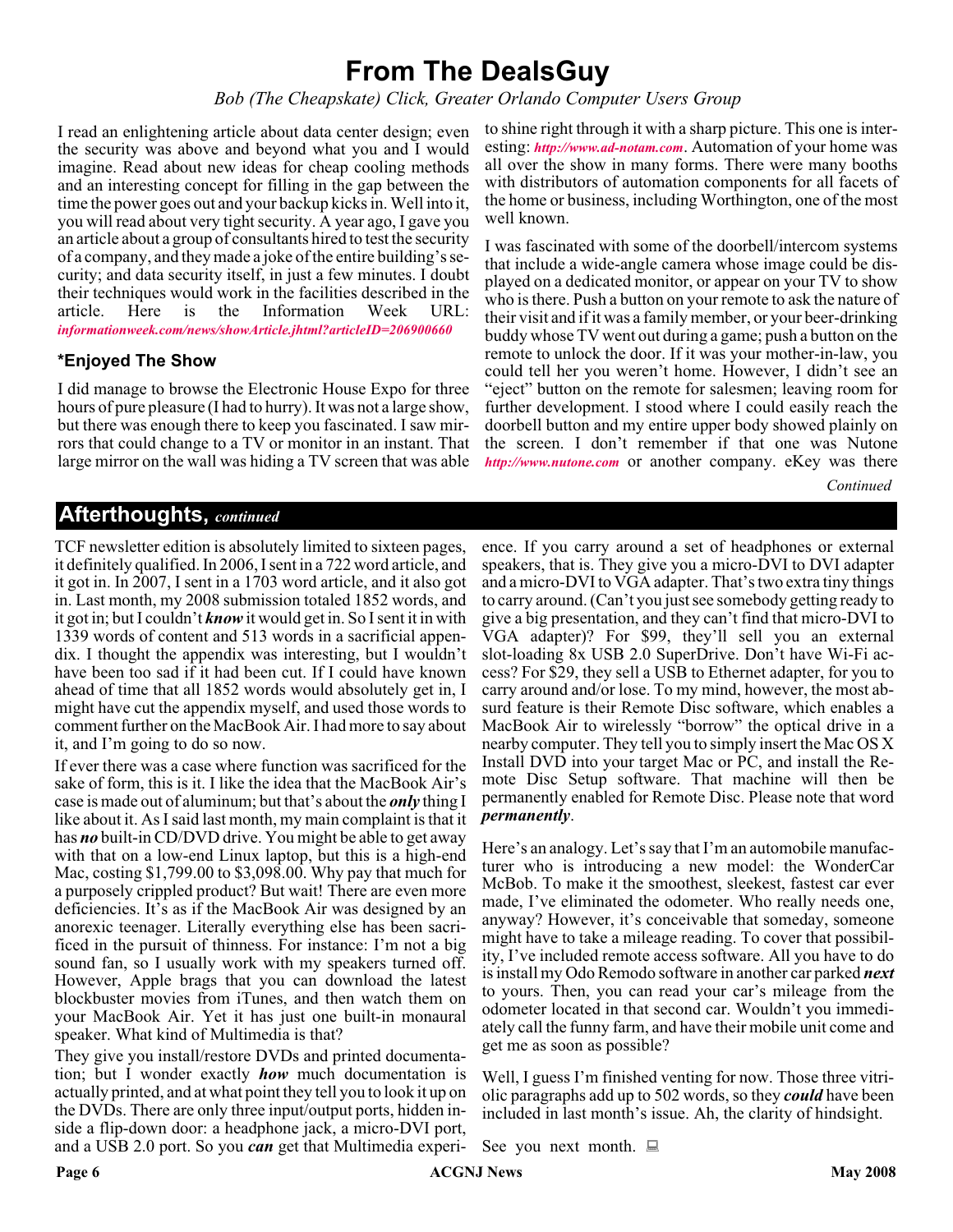# From The DealsGuy

*Bob (The Cheapskate) Click, Greater Orlando Computer Users Group*

I read an enlightening article about data center design; even the security was above and beyond what you and I would imagine. Read about new ideas for cheap cooling methods and an interesting concept for filling in the gap between the time the power goes out and your backup kicks in. Well into it, you will read about very tight security. A year ago, I gave you an article about a group of consultants hired to test the security of a company, and they made a joke of the entire building's security; and data security itself, in just a few minutes. I doubt their techniques would work in the facilities described in the article. Here is the Information Week URL: *informationweek.com/news/showArticle.jhtml?articleID=206900660*

### *Enjoyed The Show

I did manage to browse the Electronic House Expo for three hours of pure pleasure (I had to hurry). It was not a large show, but there was enough there to keep you fascinated. I saw mirrors that could change to a TV or monitor in an instant. That large mirror on the wall was hiding a TV screen that was able to shine right through it with a sharp picture. This one is interesting: *http://www.ad-notam.com*. Automation of your home was all over the show in many forms. There were many booths with distributors of automation components for all facets of the home or business, including Worthington, one of the most well known.

I was fascinated with some of the doorbell/intercom systems that include a wide-angle camera whose image could be displayed on a dedicated monitor, or appear on your TV to show who is there. Push a button on your remote to ask the nature of their visit and if it was a family member, or your beer-drinking buddy whose TV went out during a game; push a button on the remote to unlock the door. If it was your mother-in-law, you could tell her you weren't home. However, I didn't see an "eject" button on the remote for salesmen; leaving room for further development. I stood where I could easily reach the doorbell button and my entire upper body showed plainly on the screen. I don't remember if that one was Nutone *http://www.nutone.com* or another company. eKey was there

*Continued*

## Afterthoughts, *continued*

TCF newsletter edition is absolutely limited to sixteen pages, it definitely qualified. In 2006, I sent in a 722 word article, and it got in. In 2007, I sent in a 1703 word article, and it also got in. Last month, my 2008 submission totaled 1852 words, and it got in; but I couldn't ***know*** it would get in. So I sent it in with 1339 words of content and 513 words in a sacrificial appendix. I thought the appendix was interesting, but I wouldn't have been too sad if it had been cut. If I could have known ahead of time that all 1852 words would absolutely get in, I might have cut the appendix myself, and used those words to comment further on the MacBook Air. I had more to say about it, and I'm going to do so now.

If ever there was a case where function was sacrificed for the sake of form, this is it. I like the idea that the MacBook Air's case is made out of aluminum; but that's about the ***only*** thing I like about it. As I said last month, my main complaint is that it has ***no*** built-in CD/DVD drive. You might be able to get away with that on a low-end Linux laptop, but this is a high-end Mac, costing $1,799.00 to $3,098.00. Why pay that much for a purposely crippled product? But wait! There are even more deficiencies. It's as if the MacBook Air was designed by an anorexic teenager. Literally everything else has been sacrificed in the pursuit of thinness. For instance: I'm not a big sound fan, so I usually work with my speakers turned off. However, Apple brags that you can download the latest blockbuster movies from iTunes, and then watch them on your MacBook Air. Yet it has just one built-in monaural speaker. What kind of Multimedia is that?

They give you install/restore DVDs and printed documentation; but I wonder exactly ***how*** much documentation is actually printed, and at what point they tell you to look it up on the DVDs. There are only three input/output ports, hidden inside a flip-down door: a headphone jack, a micro-DVI port, and a USB 2.0 port. So you ***can*** get that Multimedia experience. If you carry around a set of headphones or external speakers, that is. They give you a micro-DVI to DVI adapter and a micro-DVI to VGA adapter. That's two extra tiny things to carry around. (Can't you just see somebody getting ready to give a big presentation, and they can't find that micro-DVI to VGA adapter)? For $99, they'll sell you an external slot-loading 8x USB 2.0 SuperDrive. Don't have Wi-Fi access? For $29, they sell a USB to Ethernet adapter, for you to carry around and/or lose. To my mind, however, the most absurd feature is their Remote Disc software, which enables a MacBook Air to wirelessly "borrow" the optical drive in a nearby computer. They tell you to simply insert the Mac OS X Install DVD into your target Mac or PC, and install the Remote Disc Setup software. That machine will then be permanently enabled for Remote Disc. Please note that word ***permanently***.

Here's an analogy. Let's say that I'm an automobile manufacturer who is introducing a new model: the WonderCar McBob. To make it the smoothest, sleekest, fastest car ever made, I've eliminated the odometer. Who really needs one, anyway? However, it's conceivable that someday, someone might have to take a mileage reading. To cover that possibility, I've included remote access software. All you have to do is install my Odo Remodo software in another car parked ***next*** to yours. Then, you can read your car's mileage from the odometer located in that second car. Wouldn't you immediately call the funny farm, and have their mobile unit come and get me as soon as possible?

Well, I guess I'm finished venting for now. Those three vitriolic paragraphs add up to 502 words, so they ***could*** have been included in last month's issue. Ah, the clarity of hindsight.

See you next month.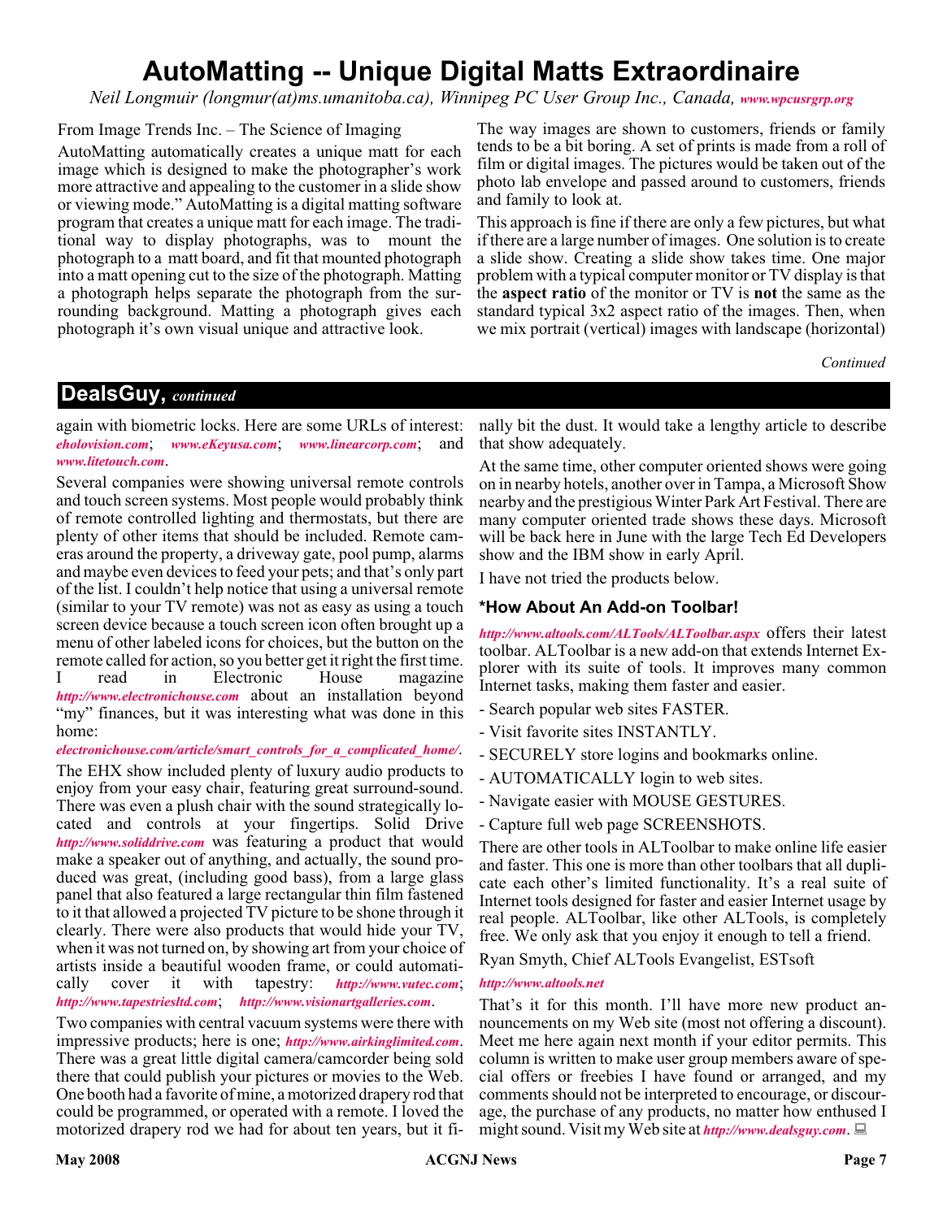# AutoMatting -- Unique Digital Matts Extraordinaire

*Neil Longmuir (longmur(at)ms.umanitoba.ca), Winnipeg PC User Group Inc., Canada, www.wpcusrgrp.org*

From Image Trends Inc. – The Science of Imaging

AutoMatting automatically creates a unique matt for each image which is designed to make the photographer's work more attractive and appealing to the customer in a slide show or viewing mode." AutoMatting is a digital matting software program that creates a unique matt for each image. The traditional way to display photographs, was to mount the photograph to a matt board, and fit that mounted photograph into a matt opening cut to the size of the photograph. Matting a photograph helps separate the photograph from the surrounding background. Matting a photograph gives each photograph it's own visual unique and attractive look.

The way images are shown to customers, friends or family tends to be a bit boring. A set of prints is made from a roll of film or digital images. The pictures would be taken out of the photo lab envelope and passed around to customers, friends and family to look at.

This approach is fine if there are only a few pictures, but what if there are a large number of images. One solution is to create a slide show. Creating a slide show takes time. One major problem with a typical computer monitor or TV display is that the **aspect ratio** of the monitor or TV is **not** the same as the standard typical 3x2 aspect ratio of the images. Then, when we mix portrait (vertical) images with landscape (horizontal)

*Continued*

## DealsGuy, *continued*

again with biometric locks. Here are some URLs of interest: *eholovision.com*; *www.eKeyusa.com*; *www.linearcorp.com*; and *www.litetouch.com*.

Several companies were showing universal remote controls and touch screen systems. Most people would probably think of remote controlled lighting and thermostats, but there are plenty of other items that should be included. Remote cameras around the property, a driveway gate, pool pump, alarms and maybe even devices to feed your pets; and that's only part of the list. I couldn't help notice that using a universal remote (similar to your TV remote) was not as easy as using a touch screen device because a touch screen icon often brought up a menu of other labeled icons for choices, but the button on the remote called for action, so you better get it right the first time. I read in Electronic House magazine *http://www.electronichouse.com* about an installation beyond "my" finances, but it was interesting what was done in this home: *electronichouse.com/article/smart_controls_for_a_complicated_home/*.

The EHX show included plenty of luxury audio products to enjoy from your easy chair, featuring great surround-sound. There was even a plush chair with the sound strategically located and controls at your fingertips. Solid Drive *http://www.soliddrive.com* was featuring a product that would make a speaker out of anything, and actually, the sound produced was great, (including good bass), from a large glass panel that also featured a large rectangular thin film fastened to it that allowed a projected TV picture to be shone through it clearly. There were also products that would hide your TV, when it was not turned on, by showing art from your choice of artists inside a beautiful wooden frame, or could automatically cover it with tapestry: *http://www.vutec.com*; *http://www.tapestriesltd.com*; *http://www.visionartgalleries.com*.

Two companies with central vacuum systems were there with impressive products; here is one; *http://www.airkinglimited.com*. There was a great little digital camera/camcorder being sold there that could publish your pictures or movies to the Web. One booth had a favorite of mine, a motorized drapery rod that could be programmed, or operated with a remote. I loved the motorized drapery rod we had for about ten years, but it finally bit the dust. It would take a lengthy article to describe that show adequately.

At the same time, other computer oriented shows were going on in nearby hotels, another over in Tampa, a Microsoft Show nearby and the prestigious Winter Park Art Festival. There are many computer oriented trade shows these days. Microsoft will be back here in June with the large Tech Ed Developers show and the IBM show in early April.

I have not tried the products below.

### *How About An Add-on Toolbar!

*http://www.altools.com/ALTools/ALToolbar.aspx* offers their latest toolbar. ALToolbar is a new add-on that extends Internet Explorer with its suite of tools. It improves many common Internet tasks, making them faster and easier.

- Search popular web sites FASTER.
- Visit favorite sites INSTANTLY.
- SECURELY store logins and bookmarks online.
- AUTOMATICALLY login to web sites.
- Navigate easier with MOUSE GESTURES.
- Capture full web page SCREENSHOTS.

There are other tools in ALToolbar to make online life easier and faster. This one is more than other toolbars that all duplicate each other's limited functionality. It's a real suite of Internet tools designed for faster and easier Internet usage by real people. ALToolbar, like other ALTools, is completely free. We only ask that you enjoy it enough to tell a friend.

Ryan Smyth, Chief ALTools Evangelist, ESTsoft

*http://www.altools.net*

That's it for this month. I'll have more new product announcements on my Web site (most not offering a discount). Meet me here again next month if your editor permits. This column is written to make user group members aware of special offers or freebies I have found or arranged, and my comments should not be interpreted to encourage, or discourage, the purchase of any products, no matter how enthused I might sound. Visit my Web site at *http://www.dealsguy.com*.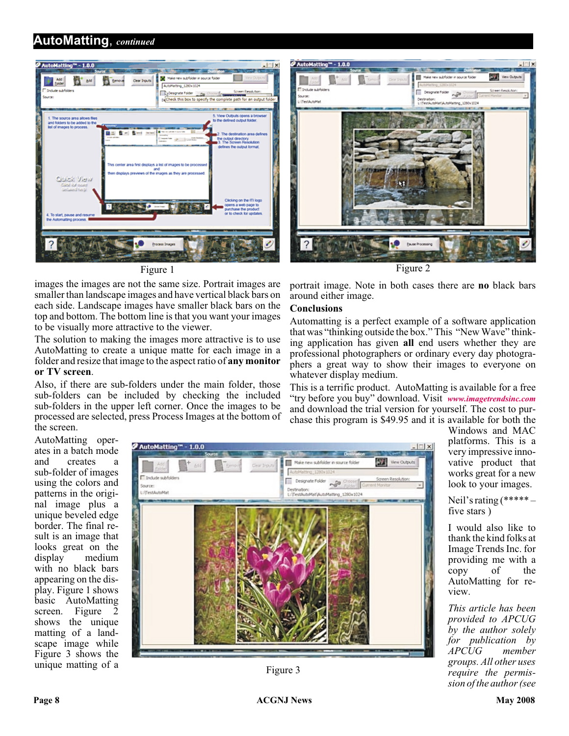## AutoMatting, *continued*

Figure 1

Figure 2

images the images are not the same size. Portrait images are smaller than landscape images and have vertical black bars on each side. Landscape images have smaller black bars on the top and bottom. The bottom line is that you want your images to be visually more attractive to the viewer.

The solution to making the images more attractive is to use AutoMatting to create a unique matte for each image in a folder and resize that image to the aspect ratio of **any monitor or TV screen**.

Also, if there are sub-folders under the main folder, those sub-folders can be included by checking the included sub-folders in the upper left corner. Once the images to be processed are selected, press Process Images at the bottom of the screen.

AutoMatting operates in a batch mode and creates a sub-folder of images using the colors and patterns in the original image plus a unique beveled edge border. The final result is an image that looks great on the display medium with no black bars appearing on the display. Figure 1 shows basic AutoMatting screen. Figure 2 shows the unique matting of a landscape image while Figure 3 shows the unique matting of a portrait image. Note in both cases there are **no** black bars around either image.

Figure 3

### Conclusions

Automatting is a perfect example of a software application that was "thinking outside the box." This "New Wave" thinking application has given **all** end users whether they are professional photographers or ordinary every day photographers a great way to show their images to everyone on whatever display medium.

This is a terrific product. AutoMatting is available for a free "try before you buy" download. Visit *www.imagetrendsinc.com* and download the trial version for yourself. The cost to purchase this program is $49.95 and it is available for both the Windows and MAC platforms. This is a very impressive innovative product that works great for a new look to your images.

Neil's rating (***** – five stars )

I would also like to thank the kind folks at Image Trends Inc. for providing me with a copy of the AutoMatting for review.

*This article has been provided to APCUG by the author solely for publication by APCUG member groups. All other uses require the permission of the author (see*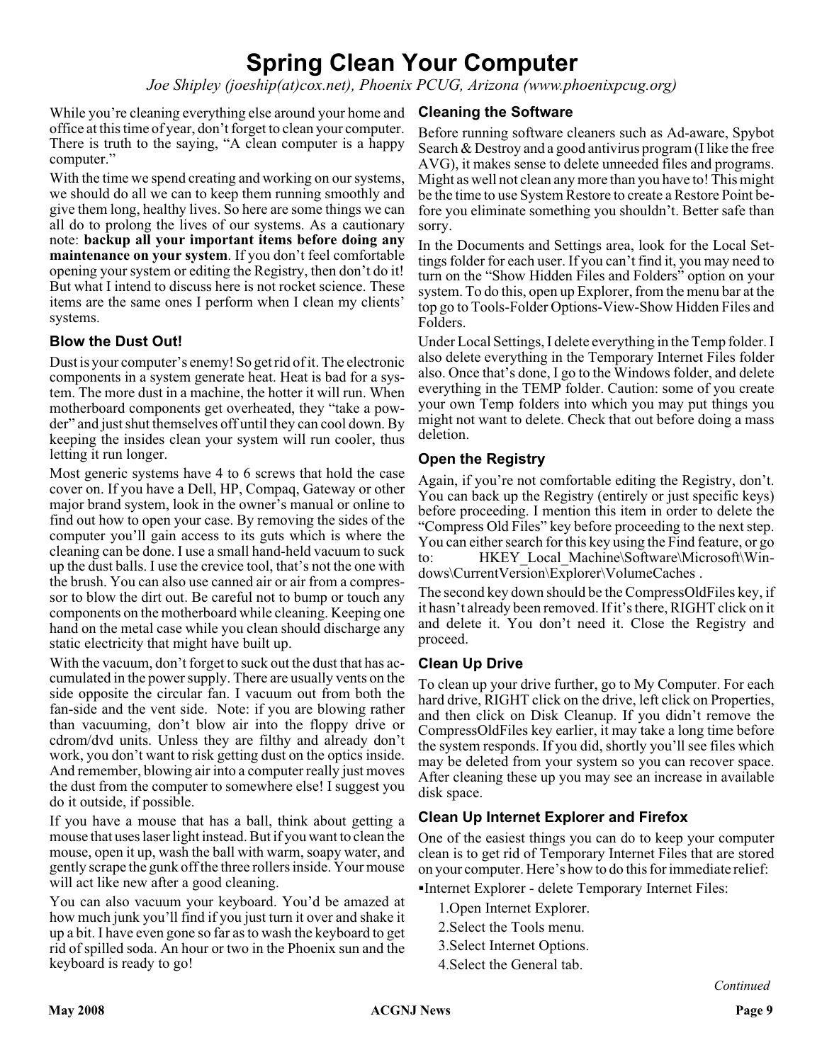# Spring Clean Your Computer

*Joe Shipley (joeship(at)cox.net), Phoenix PCUG, Arizona (www.phoenixpcug.org)*

While you're cleaning everything else around your home and office at this time of year, don't forget to clean your computer. There is truth to the saying, "A clean computer is a happy computer."

With the time we spend creating and working on our systems, we should do all we can to keep them running smoothly and give them long, healthy lives. So here are some things we can all do to prolong the lives of our systems. As a cautionary note: **backup all your important items before doing any maintenance on your system**. If you don't feel comfortable opening your system or editing the Registry, then don't do it! But what I intend to discuss here is not rocket science. These items are the same ones I perform when I clean my clients' systems.

### Blow the Dust Out!

Dust is your computer's enemy! So get rid of it. The electronic components in a system generate heat. Heat is bad for a system. The more dust in a machine, the hotter it will run. When motherboard components get overheated, they "take a powder" and just shut themselves off until they can cool down. By keeping the insides clean your system will run cooler, thus letting it run longer.

Most generic systems have 4 to 6 screws that hold the case cover on. If you have a Dell, HP, Compaq, Gateway or other major brand system, look in the owner's manual or online to find out how to open your case. By removing the sides of the computer you'll gain access to its guts which is where the cleaning can be done. I use a small hand-held vacuum to suck up the dust balls. I use the crevice tool, that's not the one with the brush. You can also use canned air or air from a compressor to blow the dirt out. Be careful not to bump or touch any components on the motherboard while cleaning. Keeping one hand on the metal case while you clean should discharge any static electricity that might have built up.

With the vacuum, don't forget to suck out the dust that has accumulated in the power supply. There are usually vents on the side opposite the circular fan. I vacuum out from both the fan-side and the vent side. Note: if you are blowing rather than vacuuming, don't blow air into the floppy drive or cdrom/dvd units. Unless they are filthy and already don't work, you don't want to risk getting dust on the optics inside. And remember, blowing air into a computer really just moves the dust from the computer to somewhere else! I suggest you do it outside, if possible.

If you have a mouse that has a ball, think about getting a mouse that uses laser light instead. But if you want to clean the mouse, open it up, wash the ball with warm, soapy water, and gently scrape the gunk off the three rollers inside. Your mouse will act like new after a good cleaning.

You can also vacuum your keyboard. You'd be amazed at how much junk you'll find if you just turn it over and shake it up a bit. I have even gone so far as to wash the keyboard to get rid of spilled soda. An hour or two in the Phoenix sun and the keyboard is ready to go!

### Cleaning the Software

Before running software cleaners such as Ad-aware, Spybot Search & Destroy and a good antivirus program (I like the free AVG), it makes sense to delete unneeded files and programs. Might as well not clean any more than you have to! This might be the time to use System Restore to create a Restore Point before you eliminate something you shouldn't. Better safe than sorry.

In the Documents and Settings area, look for the Local Settings folder for each user. If you can't find it, you may need to turn on the "Show Hidden Files and Folders" option on your system. To do this, open up Explorer, from the menu bar at the top go to Tools-Folder Options-View-Show Hidden Files and Folders.

Under Local Settings, I delete everything in the Temp folder. I also delete everything in the Temporary Internet Files folder also. Once that's done, I go to the Windows folder, and delete everything in the TEMP folder. Caution: some of you create your own Temp folders into which you may put things you might not want to delete. Check that out before doing a mass deletion.

### Open the Registry

Again, if you're not comfortable editing the Registry, don't. You can back up the Registry (entirely or just specific keys) before proceeding. I mention this item in order to delete the "Compress Old Files" key before proceeding to the next step. You can either search for this key using the Find feature, or go to: HKEY_Local_Machine\Software\Microsoft\Windows\CurrentVersion\Explorer\VolumeCaches .

The second key down should be the CompressOldFiles key, if it hasn't already been removed. If it's there, RIGHT click on it and delete it. You don't need it. Close the Registry and proceed.

### Clean Up Drive

To clean up your drive further, go to My Computer. For each hard drive, RIGHT click on the drive, left click on Properties, and then click on Disk Cleanup. If you didn't remove the CompressOldFiles key earlier, it may take a long time before the system responds. If you did, shortly you'll see files which may be deleted from your system so you can recover space. After cleaning these up you may see an increase in available disk space.

### Clean Up Internet Explorer and Firefox

One of the easiest things you can do to keep your computer clean is to get rid of Temporary Internet Files that are stored on your computer. Here's how to do this for immediate relief:

▪Internet Explorer - delete Temporary Internet Files:

1. Open Internet Explorer.
2. Select the Tools menu.
3. Select Internet Options.
4. Select the General tab.

*Continued*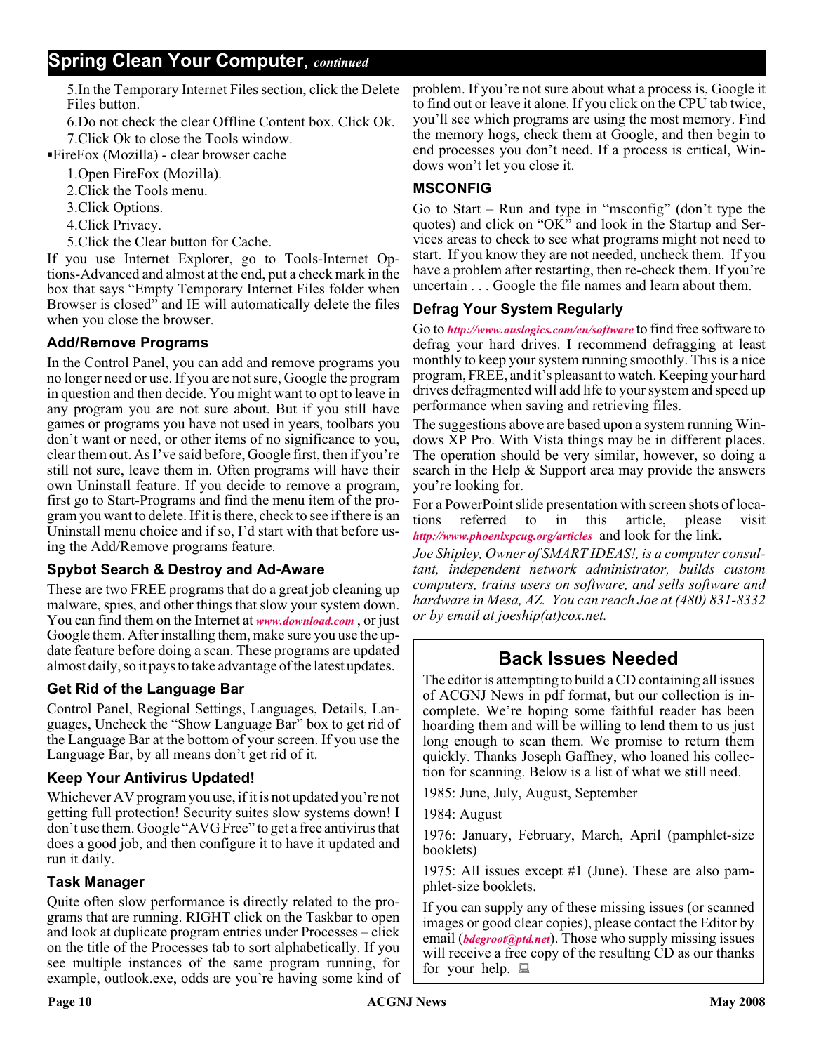## Spring Clean Your Computer, *continued*

5.In the Temporary Internet Files section, click the Delete Files button.

6.Do not check the clear Offline Content box. Click Ok.

7.Click Ok to close the Tools window.

▪FireFox (Mozilla) - clear browser cache

1.Open FireFox (Mozilla).

2.Click the Tools menu.

3.Click Options.

4.Click Privacy.

5.Click the Clear button for Cache.

If you use Internet Explorer, go to Tools-Internet Options-Advanced and almost at the end, put a check mark in the box that says "Empty Temporary Internet Files folder when Browser is closed" and IE will automatically delete the files when you close the browser.

### Add/Remove Programs

In the Control Panel, you can add and remove programs you no longer need or use. If you are not sure, Google the program in question and then decide. You might want to opt to leave in any program you are not sure about. But if you still have games or programs you have not used in years, toolbars you don't want or need, or other items of no significance to you, clear them out. As I've said before, Google first, then if you're still not sure, leave them in. Often programs will have their own Uninstall feature. If you decide to remove a program, first go to Start-Programs and find the menu item of the program you want to delete. If it is there, check to see if there is an Uninstall menu choice and if so, I'd start with that before using the Add/Remove programs feature.

### Spybot Search & Destroy and Ad-Aware

These are two FREE programs that do a great job cleaning up malware, spies, and other things that slow your system down. You can find them on the Internet at *www.download.com* , or just Google them. After installing them, make sure you use the update feature before doing a scan. These programs are updated almost daily, so it pays to take advantage of the latest updates.

### Get Rid of the Language Bar

Control Panel, Regional Settings, Languages, Details, Languages, Uncheck the "Show Language Bar" box to get rid of the Language Bar at the bottom of your screen. If you use the Language Bar, by all means don't get rid of it.

### Keep Your Antivirus Updated!

Whichever AV program you use, if it is not updated you're not getting full protection! Security suites slow systems down! I don't use them. Google "AVG Free" to get a free antivirus that does a good job, and then configure it to have it updated and run it daily.

### Task Manager

Quite often slow performance is directly related to the programs that are running. RIGHT click on the Taskbar to open and look at duplicate program entries under Processes – click on the title of the Processes tab to sort alphabetically. If you see multiple instances of the same program running, for example, outlook.exe, odds are you're having some kind of problem. If you're not sure about what a process is, Google it to find out or leave it alone. If you click on the CPU tab twice, you'll see which programs are using the most memory. Find the memory hogs, check them at Google, and then begin to end processes you don't need. If a process is critical, Windows won't let you close it.

### MSCONFIG

Go to Start – Run and type in "msconfig" (don't type the quotes) and click on "OK" and look in the Startup and Services areas to check to see what programs might not need to start. If you know they are not needed, uncheck them. If you have a problem after restarting, then re-check them. If you're uncertain . . . Google the file names and learn about them.

### Defrag Your System Regularly

Go to *http://www.auslogics.com/en/software* to find free software to defrag your hard drives. I recommend defragging at least monthly to keep your system running smoothly. This is a nice program, FREE, and it's pleasant to watch. Keeping your hard drives defragmented will add life to your system and speed up performance when saving and retrieving files.

The suggestions above are based upon a system running Windows XP Pro. With Vista things may be in different places. The operation should be very similar, however, so doing a search in the Help & Support area may provide the answers you're looking for.

For a PowerPoint slide presentation with screen shots of locations referred to in this article, please visit *http://www.phoenixpcug.org/articles* and look for the link**.**

*Joe Shipley, Owner of SMART IDEAS!, is a computer consultant, independent network administrator, builds custom computers, trains users on software, and sells software and hardware in Mesa, AZ. You can reach Joe at (480) 831-8332 or by email at joeship(at)cox.net.*

## Back Issues Needed

The editor is attempting to build a CD containing all issues of ACGNJ News in pdf format, but our collection is incomplete. We're hoping some faithful reader has been hoarding them and will be willing to lend them to us just long enough to scan them. We promise to return them quickly. Thanks Joseph Gaffney, who loaned his collection for scanning. Below is a list of what we still need.

1985: June, July, August, September

1984: August

1976: January, February, March, April (pamphlet-size booklets)

1975: All issues except #1 (June). These are also pamphlet-size booklets.

If you can supply any of these missing issues (or scanned images or good clear copies), please contact the Editor by email (*bdegroot@ptd.net*). Those who supply missing issues will receive a free copy of the resulting CD as our thanks for your help.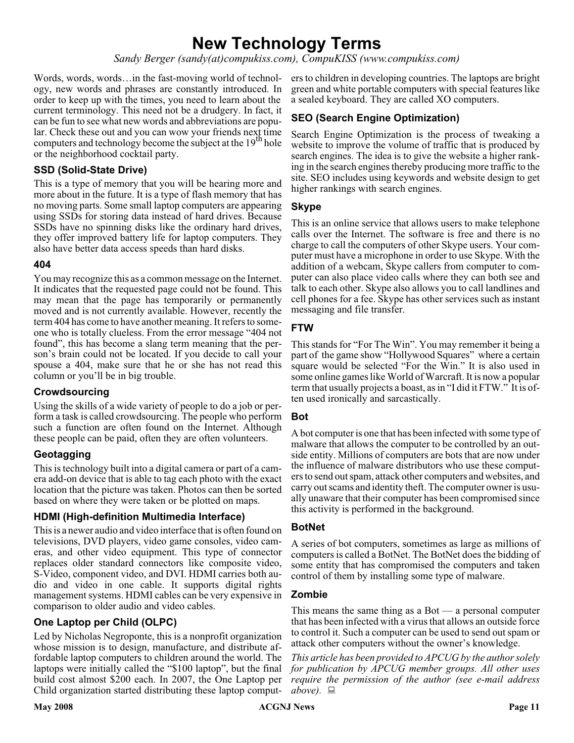# New Technology Terms

*Sandy Berger (sandy(at)compukiss.com), CompuKISS (www.compukiss.com)*

Words, words, words…in the fast-moving world of technology, new words and phrases are constantly introduced. In order to keep up with the times, you need to learn about the current terminology. This need not be a drudgery. In fact, it can be fun to see what new words and abbreviations are popular. Check these out and you can wow your friends next time computers and technology become the subject at the 19th hole or the neighborhood cocktail party.

### SSD (Solid-State Drive)

This is a type of memory that you will be hearing more and more about in the future. It is a type of flash memory that has no moving parts. Some small laptop computers are appearing using SSDs for storing data instead of hard drives. Because SSDs have no spinning disks like the ordinary hard drives, they offer improved battery life for laptop computers. They also have better data access speeds than hard disks.

### 404

You may recognize this as a common message on the Internet. It indicates that the requested page could not be found. This may mean that the page has temporarily or permanently moved and is not currently available. However, recently the term 404 has come to have another meaning. It refers to someone who is totally clueless. From the error message "404 not found", this has become a slang term meaning that the person's brain could not be located. If you decide to call your spouse a 404, make sure that he or she has not read this column or you'll be in big trouble.

### Crowdsourcing

Using the skills of a wide variety of people to do a job or perform a task is called crowdsourcing. The people who perform such a function are often found on the Internet. Although these people can be paid, often they are often volunteers.

### Geotagging

This is technology built into a digital camera or part of a camera add-on device that is able to tag each photo with the exact location that the picture was taken. Photos can then be sorted based on where they were taken or be plotted on maps.

### HDMI (High-definition Multimedia Interface)

This is a newer audio and video interface that is often found on televisions, DVD players, video game consoles, video cameras, and other video equipment. This type of connector replaces older standard connectors like composite video, S-Video, component video, and DVI. HDMI carries both audio and video in one cable. It supports digital rights management systems. HDMI cables can be very expensive in comparison to older audio and video cables.

### One Laptop per Child (OLPC)

Led by Nicholas Negroponte, this is a nonprofit organization whose mission is to design, manufacture, and distribute affordable laptop computers to children around the world. The laptops were initially called the "$100 laptop", but the final build cost almost $200 each. In 2007, the One Laptop per Child organization started distributing these laptop computers to children in developing countries. The laptops are bright green and white portable computers with special features like a sealed keyboard. They are called XO computers.

### SEO (Search Engine Optimization)

Search Engine Optimization is the process of tweaking a website to improve the volume of traffic that is produced by search engines. The idea is to give the website a higher ranking in the search engines thereby producing more traffic to the site. SEO includes using keywords and website design to get higher rankings with search engines.

### Skype

This is an online service that allows users to make telephone calls over the Internet. The software is free and there is no charge to call the computers of other Skype users. Your computer must have a microphone in order to use Skype. With the addition of a webcam, Skype callers from computer to computer can also place video calls where they can both see and talk to each other. Skype also allows you to call landlines and cell phones for a fee. Skype has other services such as instant messaging and file transfer.

### FTW

This stands for "For The Win". You may remember it being a part of the game show "Hollywood Squares" where a certain square would be selected "For the Win." It is also used in some online games like World of Warcraft. It is now a popular term that usually projects a boast, as in "I did it FTW." It is often used ironically and sarcastically.

### Bot

A bot computer is one that has been infected with some type of malware that allows the computer to be controlled by an outside entity. Millions of computers are bots that are now under the influence of malware distributors who use these computers to send out spam, attack other computers and websites, and carry out scams and identity theft. The computer owner is usually unaware that their computer has been compromised since this activity is performed in the background.

### BotNet

A series of bot computers, sometimes as large as millions of computers is called a BotNet. The BotNet does the bidding of some entity that has compromised the computers and taken control of them by installing some type of malware.

### Zombie

This means the same thing as a Bot — a personal computer that has been infected with a virus that allows an outside force to control it. Such a computer can be used to send out spam or attack other computers without the owner's knowledge.

*This article has been provided to APCUG by the author solely for publication by APCUG member groups. All other uses require the permission of the author (see e-mail address above).*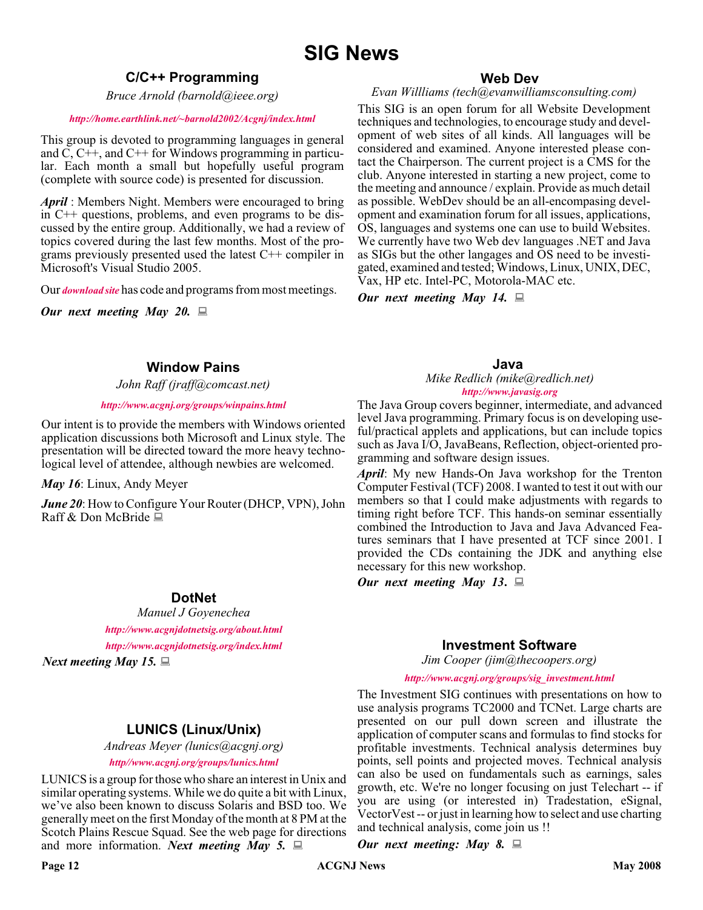# SIG News

## C/C++ Programming

*Bruce Arnold (barnold@ieee.org)*

***http://home.earthlink.net/~barnold2002/Acgnj/index.html***

This group is devoted to programming languages in general and C, C++, and C++ for Windows programming in particular. Each month a small but hopefully useful program (complete with source code) is presented for discussion.

***April*** : Members Night. Members were encouraged to bring in C++ questions, problems, and even programs to be discussed by the entire group. Additionally, we had a review of topics covered during the last few months. Most of the programs previously presented used the latest C++ compiler in Microsoft's Visual Studio 2005.

Our ***download site*** has code and programs from most meetings.

***Our next meeting May 20.***

## Web Dev

*Evan Willliams (tech@evanwilliamsconsulting.com)*

This SIG is an open forum for all Website Development techniques and technologies, to encourage study and development of web sites of all kinds. All languages will be considered and examined. Anyone interested please contact the Chairperson. The current project is a CMS for the club. Anyone interested in starting a new project, come to the meeting and announce / explain. Provide as much detail as possible. WebDev should be an all-encompasing development and examination forum for all issues, applications, OS, languages and systems one can use to build Websites. We currently have two Web dev languages .NET and Java as SIGs but the other langages and OS need to be investigated, examined and tested; Windows, Linux, UNIX, DEC, Vax, HP etc. Intel-PC, Motorola-MAC etc.

***Our next meeting May 14.***

## Window Pains

*John Raff (jraff@comcast.net)*

***http://www.acgnj.org/groups/winpains.html***

Our intent is to provide the members with Windows oriented application discussions both Microsoft and Linux style. The presentation will be directed toward the more heavy technological level of attendee, although newbies are welcomed.

***May 16***: Linux, Andy Meyer

***June 20***: How to Configure Your Router (DHCP, VPN), John Raff & Don McBride

## Java

*Mike Redlich (mike@redlich.net)*

***http://www.javasig.org***

The Java Group covers beginner, intermediate, and advanced level Java programming. Primary focus is on developing useful/practical applets and applications, but can include topics such as Java I/O, JavaBeans, Reflection, object-oriented programming and software design issues.

***April***: My new Hands-On Java workshop for the Trenton Computer Festival (TCF) 2008. I wanted to test it out with our members so that I could make adjustments with regards to timing right before TCF. This hands-on seminar essentially combined the Introduction to Java and Java Advanced Features seminars that I have presented at TCF since 2001. I provided the CDs containing the JDK and anything else necessary for this new workshop.

***Our next meeting May 13.***

## DotNet

*Manuel J Goyenechea*

***http://www.acgnjdotnetsig.org/about.html***

***http://www.acgnjdotnetsig.org/index.html***

***Next meeting May 15.***

## LUNICS (Linux/Unix)

*Andreas Meyer (lunics@acgnj.org)*

***http//www.acgnj.org/groups/lunics.html***

LUNICS is a group for those who share an interest in Unix and similar operating systems. While we do quite a bit with Linux, we've also been known to discuss Solaris and BSD too. We generally meet on the first Monday of the month at 8 PM at the Scotch Plains Rescue Squad. See the web page for directions and more information. ***Next meeting May 5.***

## Investment Software

*Jim Cooper (jim@thecoopers.org)*

***http://www.acgnj.org/groups/sig_investment.html***

The Investment SIG continues with presentations on how to use analysis programs TC2000 and TCNet. Large charts are presented on our pull down screen and illustrate the application of computer scans and formulas to find stocks for profitable investments. Technical analysis determines buy points, sell points and projected moves. Technical analysis can also be used on fundamentals such as earnings, sales growth, etc. We're no longer focusing on just Telechart -- if you are using (or interested in) Tradestation, eSignal, VectorVest -- or just in learning how to select and use charting and technical analysis, come join us !!

***Our next meeting: May 8.***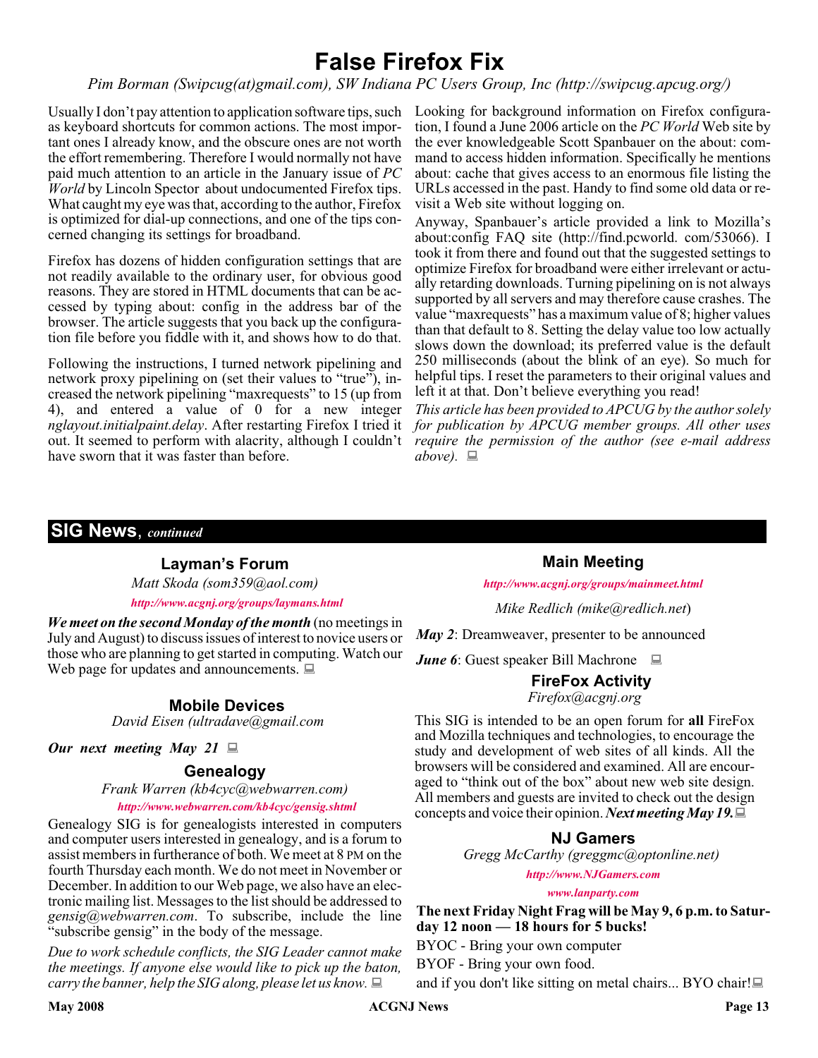# False Firefox Fix

*Pim Borman (Swipcug(at)gmail.com), SW Indiana PC Users Group, Inc (http://swipcug.apcug.org/)*

Usually I don't pay attention to application software tips, such as keyboard shortcuts for common actions. The most important ones I already know, and the obscure ones are not worth the effort remembering. Therefore I would normally not have paid much attention to an article in the January issue of *PC World* by Lincoln Spector about undocumented Firefox tips. What caught my eye was that, according to the author, Firefox is optimized for dial-up connections, and one of the tips concerned changing its settings for broadband.

Firefox has dozens of hidden configuration settings that are not readily available to the ordinary user, for obvious good reasons. They are stored in HTML documents that can be accessed by typing about: config in the address bar of the browser. The article suggests that you back up the configuration file before you fiddle with it, and shows how to do that.

Following the instructions, I turned network pipelining and network proxy pipelining on (set their values to "true"), increased the network pipelining "maxrequests" to 15 (up from 4), and entered a value of 0 for a new integer *nglayout.initialpaint.delay*. After restarting Firefox I tried it out. It seemed to perform with alacrity, although I couldn't have sworn that it was faster than before.

Looking for background information on Firefox configuration, I found a June 2006 article on the *PC World* Web site by the ever knowledgeable Scott Spanbauer on the about: command to access hidden information. Specifically he mentions about: cache that gives access to an enormous file listing the URLs accessed in the past. Handy to find some old data or revisit a Web site without logging on.

Anyway, Spanbauer's article provided a link to Mozilla's about:config FAQ site (http://find.pcworld. com/53066). I took it from there and found out that the suggested settings to optimize Firefox for broadband were either irrelevant or actually retarding downloads. Turning pipelining on is not always supported by all servers and may therefore cause crashes. The value "maxrequests" has a maximum value of 8; higher values than that default to 8. Setting the delay value too low actually slows down the download; its preferred value is the default 250 milliseconds (about the blink of an eye). So much for helpful tips. I reset the parameters to their original values and left it at that. Don't believe everything you read!

*This article has been provided to APCUG by the author solely for publication by APCUG member groups. All other uses require the permission of the author (see e-mail address above).*

## SIG News, *continued*

### Layman's Forum

*Matt Skoda (som359@aol.com)*

*http://www.acgnj.org/groups/laymans.html*

***We meet on the second Monday of the month*** (no meetings in July and August) to discuss issues of interest to novice users or those who are planning to get started in computing. Watch our Web page for updates and announcements.

### Mobile Devices

*David Eisen (ultradave@gmail.com*

***Our next meeting May 21***

### Genealogy

*Frank Warren (kb4cyc@webwarren.com)*

*http://www.webwarren.com/kb4cyc/gensig.shtml*

Genealogy SIG is for genealogists interested in computers and computer users interested in genealogy, and is a forum to assist members in furtherance of both. We meet at 8 PM on the fourth Thursday each month. We do not meet in November or December. In addition to our Web page, we also have an electronic mailing list. Messages to the list should be addressed to *gensig@webwarren.com*. To subscribe, include the line "subscribe gensig" in the body of the message.

*Due to work schedule conflicts, the SIG Leader cannot make the meetings. If anyone else would like to pick up the baton, carry the banner, help the SIG along, please let us know.*

### Main Meeting

*http://www.acgnj.org/groups/mainmeet.html*

*Mike Redlich (mike@redlich.net)*

***May 2***: Dreamweaver, presenter to be announced

***June 6***: Guest speaker Bill Machrone

### FireFox Activity

*Firefox@acgnj.org*

This SIG is intended to be an open forum for **all** FireFox and Mozilla techniques and technologies, to encourage the study and development of web sites of all kinds. All the browsers will be considered and examined. All are encouraged to "think out of the box" about new web site design. All members and guests are invited to check out the design concepts and voice their opinion. ***Next meeting May 19.***

### NJ Gamers

*Gregg McCarthy (greggmc@optonline.net)*

*http://www.NJGamers.com*

*www.lanparty.com*

**The next Friday Night Frag will be May 9, 6 p.m. to Saturday 12 noon — 18 hours for 5 bucks!**

BYOC - Bring your own computer

BYOF - Bring your own food.

and if you don't like sitting on metal chairs... BYO chair!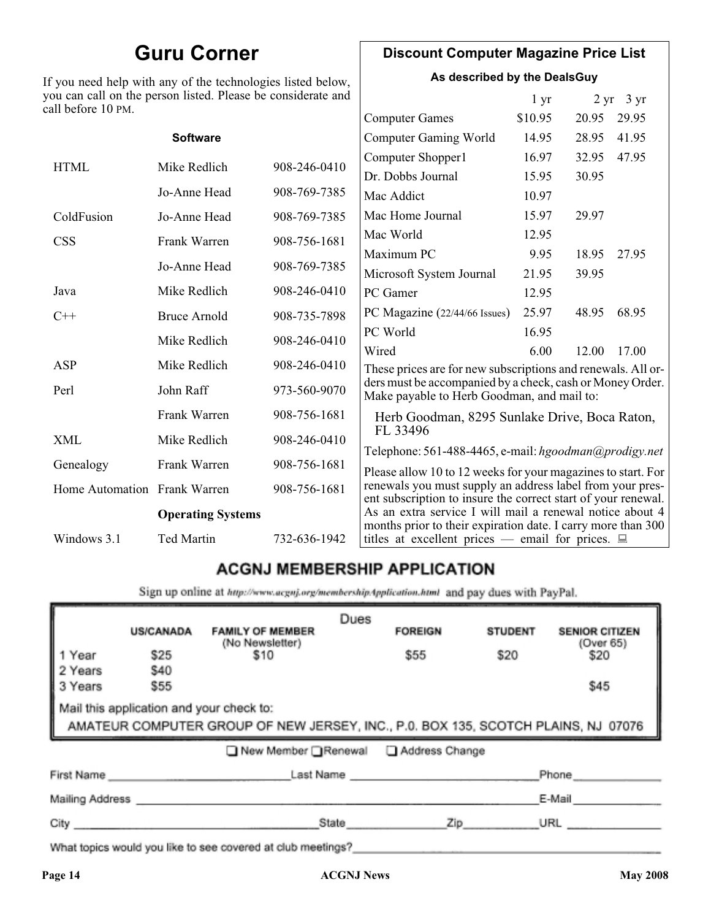## Guru Corner

If you need help with any of the technologies listed below, you can call on the person listed. Please be considerate and call before 10 PM.

| Software | | |
|---|---|---|
| HTML | Mike Redlich | 908-246-0410 |
| | Jo-Anne Head | 908-769-7385 |
| ColdFusion | Jo-Anne Head | 908-769-7385 |
| CSS | Frank Warren | 908-756-1681 |
| | Jo-Anne Head | 908-769-7385 |
| Java | Mike Redlich | 908-246-0410 |
| C++ | Bruce Arnold | 908-735-7898 |
| | Mike Redlich | 908-246-0410 |
| ASP | Mike Redlich | 908-246-0410 |
| Perl | John Raff | 973-560-9070 |
| | Frank Warren | 908-756-1681 |
| XML | Mike Redlich | 908-246-0410 |
| Genealogy | Frank Warren | 908-756-1681 |
| Home Automation | Frank Warren | 908-756-1681 |
| | **Operating Systems** | |
| Windows 3.1 | Ted Martin | 732-636-1942 |

## Discount Computer Magazine Price List

**As described by the DealsGuy**

| | 1 yr | 2 yr | 3 yr |
|---|---|---|---|
| Computer Games | $10.95 | 20.95 | 29.95 |
| Computer Gaming World | 14.95 | 28.95 | 41.95 |
| Computer Shopper1 | 16.97 | 32.95 | 47.95 |
| Dr. Dobbs Journal | 15.95 | 30.95 | |
| Mac Addict | 10.97 | | |
| Mac Home Journal | 15.97 | 29.97 | |
| Mac World | 12.95 | | |
| Maximum PC | 9.95 | 18.95 | 27.95 |
| Microsoft System Journal | 21.95 | 39.95 | |
| PC Gamer | 12.95 | | |
| PC Magazine (22/44/66 Issues) | 25.97 | 48.95 | 68.95 |
| PC World | 16.95 | | |
| Wired | 6.00 | 12.00 | 17.00 |

These prices are for new subscriptions and renewals. All orders must be accompanied by a check, cash or Money Order. Make payable to Herb Goodman, and mail to:

Herb Goodman, 8295 Sunlake Drive, Boca Raton, FL 33496

Telephone: 561-488-4465, e-mail: *hgoodman@prodigy.net*

Please allow 10 to 12 weeks for your magazines to start. For renewals you must supply an address label from your present subscription to insure the correct start of your renewal. As an extra service I will mail a renewal notice about 4 months prior to their expiration date. I carry more than 300 titles at excellent prices — email for prices.

## ACGNJ MEMBERSHIP APPLICATION

Sign up online at http://www.acgnj.org/membershipApplication.html and pay dues with PayPal.

**Dues**

| | US/CANADA | FAMILY OF MEMBER (No Newsletter) | FOREIGN | STUDENT | SENIOR CITIZEN (Over 65) |
|---|---|---|---|---|---|
| 1 Year | $25 | $10 | $55 | $20 | $20 |
| 2 Years | $40 | | | | |
| 3 Years | $55 | | | | $45 |

Mail this application and your check to:

AMATEUR COMPUTER GROUP OF NEW JERSEY, INC., P.0. BOX 135, SCOTCH PLAINS, NJ 07076

☐ New Member ☐ Renewal ☐ Address Change

First Name \_\_\_\_\_\_\_\_\_\_ Last Name \_\_\_\_\_\_\_\_\_\_ Phone \_\_\_\_\_\_\_\_\_\_

Mailing Address \_\_\_\_\_\_\_\_\_\_ E-Mail \_\_\_\_\_\_\_\_\_\_

City \_\_\_\_\_\_\_\_\_\_ State \_\_\_\_\_\_\_\_\_\_ Zip \_\_\_\_\_\_\_\_\_\_ URL \_\_\_\_\_\_\_\_\_\_

What topics would you like to see covered at club meetings? \_\_\_\_\_\_\_\_\_\_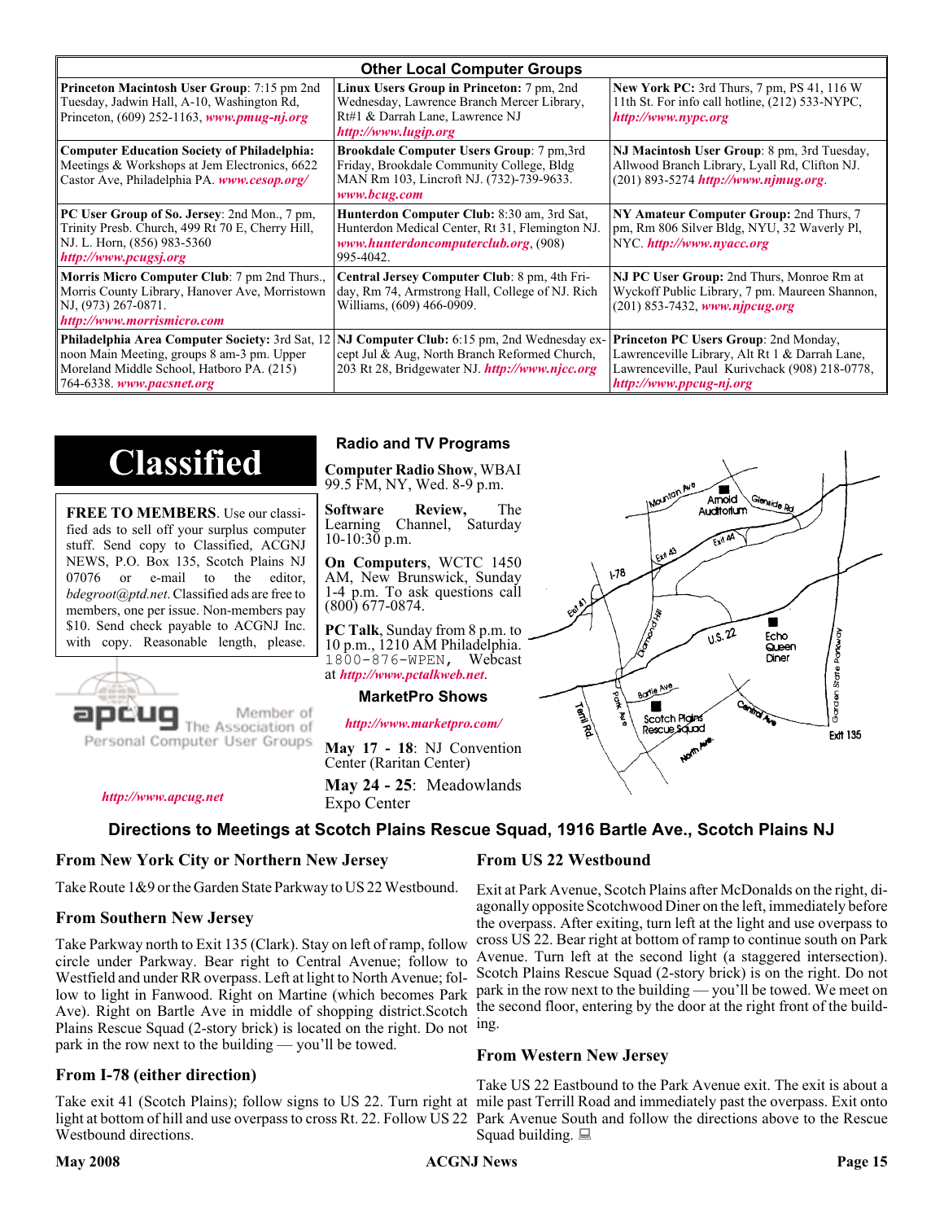## Other Local Computer Groups

| | | |
|---|---|---|
| **Princeton Macintosh User Group**: 7:15 pm 2nd Tuesday, Jadwin Hall, A-10, Washington Rd, Princeton, (609) 252-1163, *www.pmug-nj.org* | **Linux Users Group in Princeton:** 7 pm, 2nd Wednesday, Lawrence Branch Mercer Library, Rt#1 & Darrah Lane, Lawrence NJ *http://www.lugip.org* | **New York PC:** 3rd Thurs, 7 pm, PS 41, 116 W 11th St. For info call hotline, (212) 533-NYPC, *http://www.nypc.org* |
| **Computer Education Society of Philadelphia:** Meetings & Workshops at Jem Electronics, 6622 Castor Ave, Philadelphia PA. *www.cesop.org/* | **Brookdale Computer Users Group**: 7 pm,3rd Friday, Brookdale Community College, Bldg MAN Rm 103, Lincroft NJ. (732)-739-9633. *www.bcug.com* | **NJ Macintosh User Group**: 8 pm, 3rd Tuesday, Allwood Branch Library, Lyall Rd, Clifton NJ. (201) 893-5274 *http://www.njmug.org*. |
| **PC User Group of So. Jersey**: 2nd Mon., 7 pm, Trinity Presb. Church, 499 Rt 70 E, Cherry Hill, NJ. L. Horn, (856) 983-5360 *http://www.pcugsj.org* | **Hunterdon Computer Club:** 8:30 am, 3rd Sat, Hunterdon Medical Center, Rt 31, Flemington NJ. *www.hunterdoncomputerclub.org*, (908) 995-4042. | **NY Amateur Computer Group:** 2nd Thurs, 7 pm, Rm 806 Silver Bldg, NYU, 32 Waverly Pl, NYC. *http://www.nyacc.org* |
| **Morris Micro Computer Club**: 7 pm 2nd Thurs., Morris County Library, Hanover Ave, Morristown NJ, (973) 267-0871. *http://www.morrismicro.com* | **Central Jersey Computer Club**: 8 pm, 4th Friday, Rm 74, Armstrong Hall, College of NJ. Rich Williams, (609) 466-0909. | **NJ PC User Group:** 2nd Thurs, Monroe Rm at Wyckoff Public Library, 7 pm. Maureen Shannon, (201) 853-7432, *www.njpcug.org* |
| **Philadelphia Area Computer Society:** 3rd Sat, 12 noon Main Meeting, groups 8 am-3 pm. Upper Moreland Middle School, Hatboro PA. (215) 764-6338. *www.pacsnet.org* | **NJ Computer Club:** 6:15 pm, 2nd Wednesday except Jul & Aug, North Branch Reformed Church, 203 Rt 28, Bridgewater NJ. *http://www.njcc.org* | **Princeton PC Users Group**: 2nd Monday, Lawrenceville Library, Alt Rt 1 & Darrah Lane, Lawrenceville, Paul Kurivchack (908) 218-0778, *http://www.ppcug-nj.org* |

# Classified

**FREE TO MEMBERS**. Use our classified ads to sell off your surplus computer stuff. Send copy to Classified, ACGNJ NEWS, P.O. Box 135, Scotch Plains NJ 07076 or e-mail to the editor, *bdegroot@ptd.net*. Classified ads are free to members, one per issue. Non-members pay $10. Send check payable to ACGNJ Inc. with copy. Reasonable length, please.

apcug Member of The Association of Personal Computer User Groups

*http://www.apcug.net*

## Radio and TV Programs

**Computer Radio Show**, WBAI 99.5 FM, NY, Wed. 8-9 p.m.

**Software Review,** The Learning Channel, Saturday 10-10:30 p.m.

**On Computers**, WCTC 1450 AM, New Brunswick, Sunday 1-4 p.m. To ask questions call (800) 677-0874.

**PC Talk**, Sunday from 8 p.m. to 10 p.m., 1210 AM Philadelphia. 1800-876-WPEN, Webcast at *http://www.pctalkweb.net*.

## MarketPro Shows

*http://www.marketpro.com/*

**May 17 - 18**: NJ Convention Center (Raritan Center)

**May 24 - 25**: Meadowlands Expo Center

## Directions to Meetings at Scotch Plains Rescue Squad, 1916 Bartle Ave., Scotch Plains NJ

### From New York City or Northern New Jersey

Take Route 1&9 or the Garden State Parkway to US 22 Westbound.

### From Southern New Jersey

Take Parkway north to Exit 135 (Clark). Stay on left of ramp, follow circle under Parkway. Bear right to Central Avenue; follow to Westfield and under RR overpass. Left at light to North Avenue; follow to light in Fanwood. Right on Martine (which becomes Park Ave). Right on Bartle Ave in middle of shopping district.Scotch Plains Rescue Squad (2-story brick) is located on the right. Do not park in the row next to the building — you'll be towed.

### From I-78 (either direction)

Take exit 41 (Scotch Plains); follow signs to US 22. Turn right at light at bottom of hill and use overpass to cross Rt. 22. Follow US 22 Westbound directions.

### From US 22 Westbound

Exit at Park Avenue, Scotch Plains after McDonalds on the right, diagonally opposite Scotchwood Diner on the left, immediately before the overpass. After exiting, turn left at the light and use overpass to cross US 22. Bear right at bottom of ramp to continue south on Park Avenue. Turn left at the second light (a staggered intersection). Scotch Plains Rescue Squad (2-story brick) is on the right. Do not park in the row next to the building — you'll be towed. We meet on the second floor, entering by the door at the right front of the building.

### From Western New Jersey

Take US 22 Eastbound to the Park Avenue exit. The exit is about a mile past Terrill Road and immediately past the overpass. Exit onto Park Avenue South and follow the directions above to the Rescue Squad building.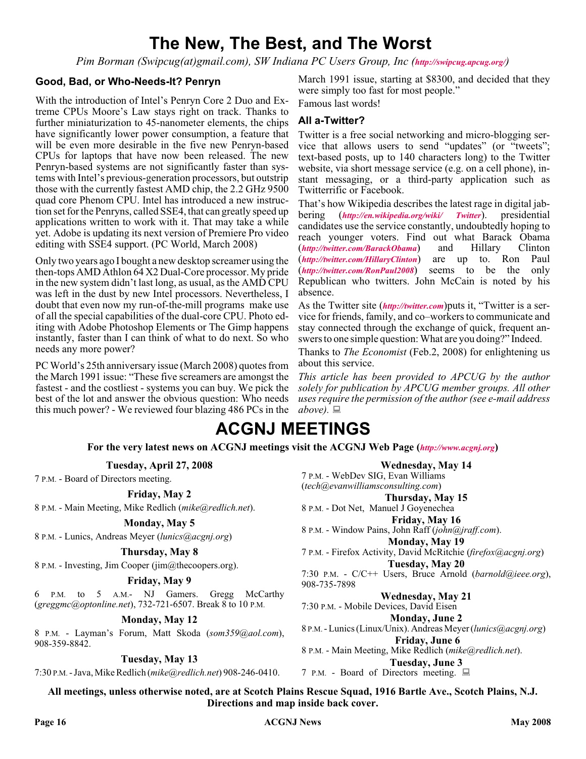# The New, The Best, and The Worst

*Pim Borman (Swipcug(at)gmail.com), SW Indiana PC Users Group, Inc (http://swipcug.apcug.org/)*

### Good, Bad, or Who-Needs-It? Penryn

With the introduction of Intel's Penryn Core 2 Duo and Extreme CPUs Moore's Law stays right on track. Thanks to further miniaturization to 45-nanometer elements, the chips have significantly lower power consumption, a feature that will be even more desirable in the five new Penryn-based CPUs for laptops that have now been released. The new Penryn-based systems are not significantly faster than systems with Intel's previous-generation processors, but outstrip those with the currently fastest AMD chip, the 2.2 GHz 9500 quad core Phenom CPU. Intel has introduced a new instruction set for the Penryns, called SSE4, that can greatly speed up applications written to work with it. That may take a while yet. Adobe is updating its next version of Premiere Pro video editing with SSE4 support. (PC World, March 2008)

Only two years ago I bought a new desktop screamer using the then-tops AMD Athlon 64 X2 Dual-Core processor. My pride in the new system didn't last long, as usual, as the AMD CPU was left in the dust by new Intel processors. Nevertheless, I doubt that even now my run-of-the-mill programs make use of all the special capabilities of the dual-core CPU. Photo editing with Adobe Photoshop Elements or The Gimp happens instantly, faster than I can think of what to do next. So who needs any more power?

PC World's 25th anniversary issue (March 2008) quotes from the March 1991 issue: "These five screamers are amongst the fastest - and the costliest - systems you can buy. We pick the best of the lot and answer the obvious question: Who needs this much power? - We reviewed four blazing 486 PCs in the March 1991 issue, starting at $8300, and decided that they were simply too fast for most people."

Famous last words!

### All a-Twitter?

Twitter is a free social networking and micro-blogging service that allows users to send "updates" (or "tweets"; text-based posts, up to 140 characters long) to the Twitter website, via short message service (e.g. on a cell phone), instant messaging, or a third-party application such as Twitterrific or Facebook.

That's how Wikipedia describes the latest rage in digital jabbering (*http://en.wikipedia.org/wiki/ Twitter*). presidential candidates use the service constantly, undoubtedly hoping to reach younger voters. Find out what Barack Obama (*http://twitter.com/BarackObama*) and Hillary Clinton (*http://twitter.com/HillaryClinton*) are up to. Ron Paul (*http://twitter.com/RonPaul2008*) seems to be the only Republican who twitters. John McCain is noted by his absence.

As the Twitter site (*http://twitter.com*)puts it, "Twitter is a service for friends, family, and co–workers to communicate and stay connected through the exchange of quick, frequent answers to one simple question: What are you doing?" Indeed.

Thanks to *The Economist* (Feb.2, 2008) for enlightening us about this service.

*This article has been provided to APCUG by the author solely for publication by APCUG member groups. All other uses require the permission of the author (see e-mail address above).*

# ACGNJ MEETINGS

**For the very latest news on ACGNJ meetings visit the ACGNJ Web Page (*http://www.acgnj.org*)**

**Tuesday, April 27, 2008**

7 P.M. - Board of Directors meeting.

**Friday, May 2**

8 P.M. - Main Meeting, Mike Redlich (*mike@redlich.net*).

**Monday, May 5**

8 P.M. - Lunics, Andreas Meyer (*lunics@acgnj.org*)

**Thursday, May 8**

8 P.M. - Investing, Jim Cooper (jim@thecoopers.org).

**Friday, May 9**

6 P.M. to 5 A.M.- NJ Gamers. Gregg McCarthy (*greggmc@optonline.net*), 732-721-6507. Break 8 to 10 P.M.

**Monday, May 12**

8 P.M. - Layman's Forum, Matt Skoda (*som359@aol.com*), 908-359-8842.

**Tuesday, May 13**

7:30 P.M. - Java, Mike Redlich (*mike@redlich.net*) 908-246-0410.

**Wednesday, May 14**

7 P.M. - WebDev SIG, Evan Williams (*tech@evanwilliamsconsulting.com*)

**Thursday, May 15**

8 P.M. - Dot Net, Manuel J Goyenechea

**Friday, May 16**

8 P.M. - Window Pains, John Raff (*john@jraff.com*).

**Monday, May 19**

7 P.M. - Firefox Activity, David McRitchie (*firefox@acgnj.org*)

**Tuesday, May 20**

7:30 P.M. - C/C++ Users, Bruce Arnold (*barnold@ieee.org*), 908-735-7898

**Wednesday, May 21**

7:30 P.M. - Mobile Devices, David Eisen

**Monday, June 2**

8 P.M. - Lunics (Linux/Unix). Andreas Meyer (*lunics@acgnj.org*)

**Friday, June 6**

8 P.M. - Main Meeting, Mike Redlich (*mike@redlich.net*).

**Tuesday, June 3**

7 P.M. - Board of Directors meeting.

**All meetings, unless otherwise noted, are at Scotch Plains Rescue Squad, 1916 Bartle Ave., Scotch Plains, N.J. Directions and map inside back cover.**